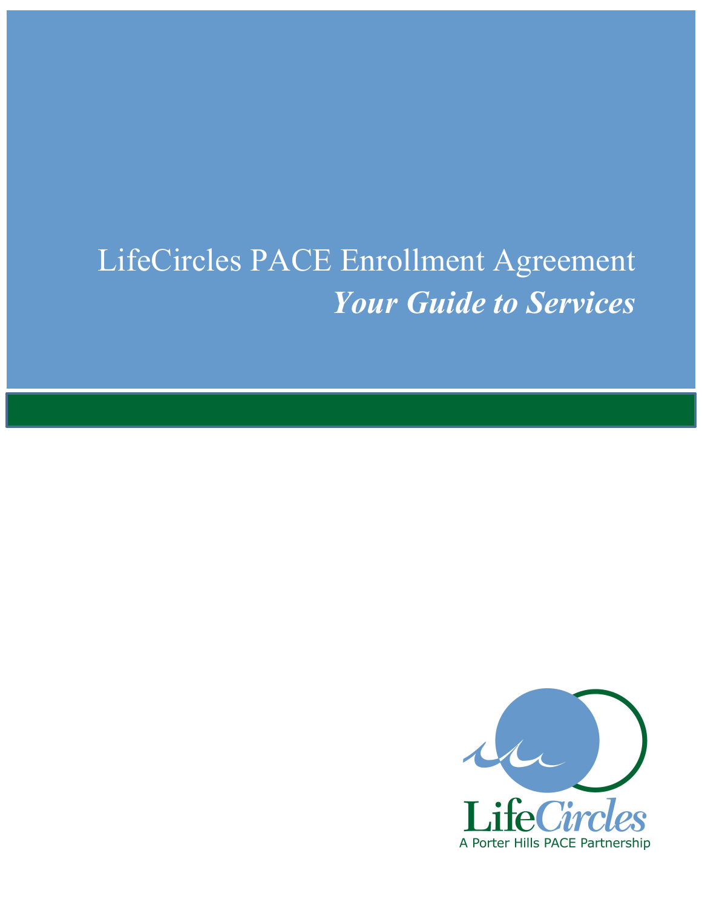# LifeCircles PACE Enrollment Agreement

## ***Your Guide to Services***

LifeCircles

A Porter Hills PACE Partnership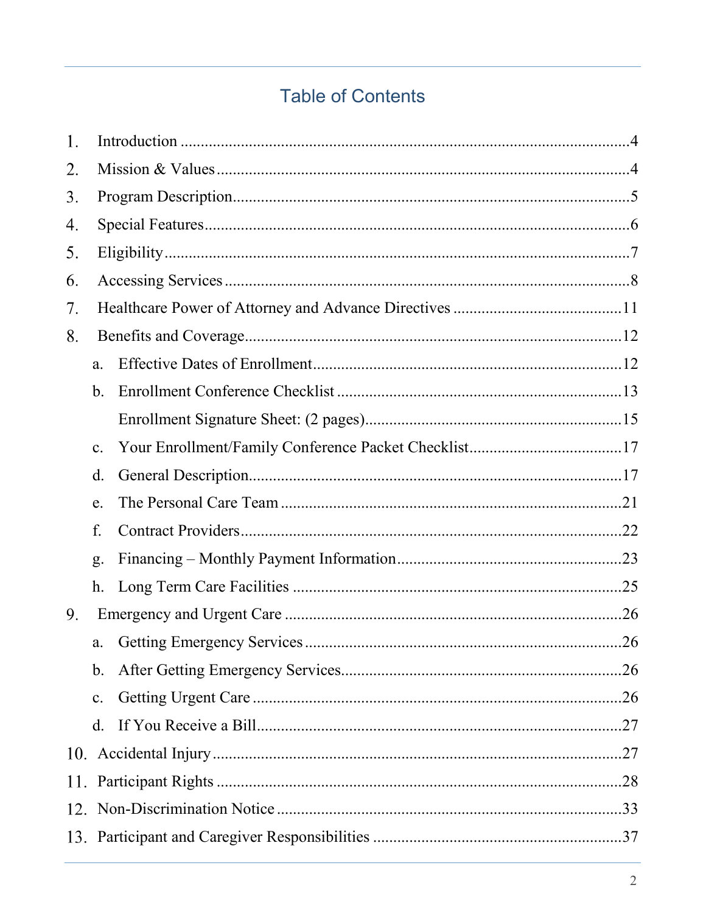# Table of Contents

1. Introduction ....................................................................................................4
2. Mission & Values ............................................................................................4
3. Program Description.......................................................................................5
4. Special Features..............................................................................................6
5. Eligibility .........................................................................................................7
6. Accessing Services .........................................................................................8
7. Healthcare Power of Attorney and Advance Directives ..................................11
8. Benefits and Coverage...................................................................................12
   a. Effective Dates of Enrollment....................................................................12
   b. Enrollment Conference Checklist ..............................................................13
      Enrollment Signature Sheet: (2 pages).......................................................15
   c. Your Enrollment/Family Conference Packet Checklist...............................17
   d. General Description...................................................................................17
   e. The Personal Care Team ...........................................................................21
   f. Contract Providers......................................................................................22
   g. Financing – Monthly Payment Information...............................................23
   h. Long Term Care Facilities .........................................................................25
9. Emergency and Urgent Care .........................................................................26
   a. Getting Emergency Services .....................................................................26
   b. After Getting Emergency Services.............................................................26
   c. Getting Urgent Care ...................................................................................26
   d. If You Receive a Bill..................................................................................27
10. Accidental Injury ...........................................................................................27
11. Participant Rights ..........................................................................................28
12. Non-Discrimination Notice ...........................................................................33
13. Participant and Caregiver Responsibilities ...................................................37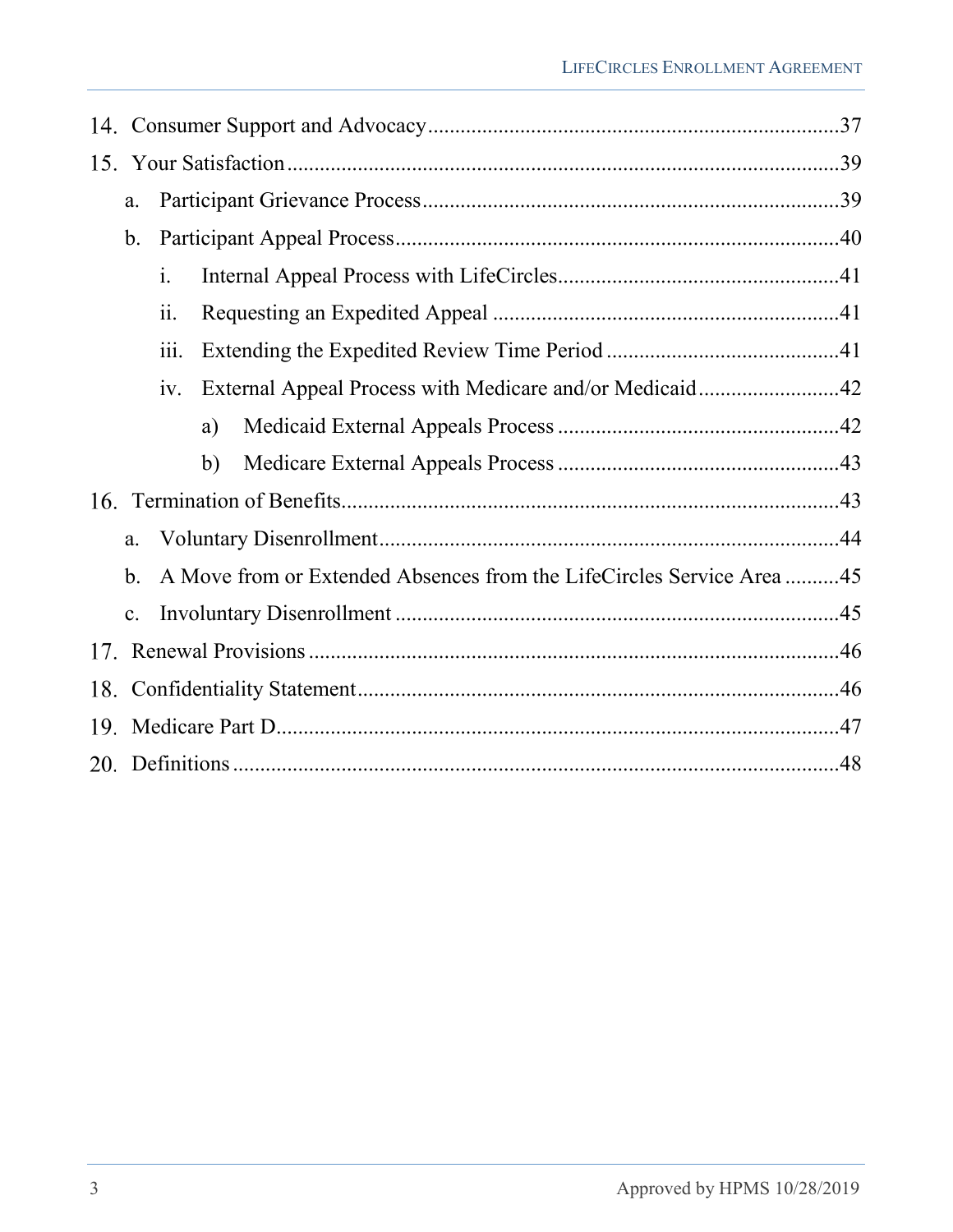14. Consumer Support and Advocacy.....37
15. Your Satisfaction.....39
    a. Participant Grievance Process.....39
    b. Participant Appeal Process.....40
        i. Internal Appeal Process with LifeCircles.....41
        ii. Requesting an Expedited Appeal.....41
        iii. Extending the Expedited Review Time Period.....41
        iv. External Appeal Process with Medicare and/or Medicaid.....42
            a) Medicaid External Appeals Process.....42
            b) Medicare External Appeals Process.....43
16. Termination of Benefits.....43
    a. Voluntary Disenrollment.....44
    b. A Move from or Extended Absences from the LifeCircles Service Area.....45
    c. Involuntary Disenrollment.....45
17. Renewal Provisions.....46
18. Confidentiality Statement.....46
19. Medicare Part D.....47
20. Definitions.....48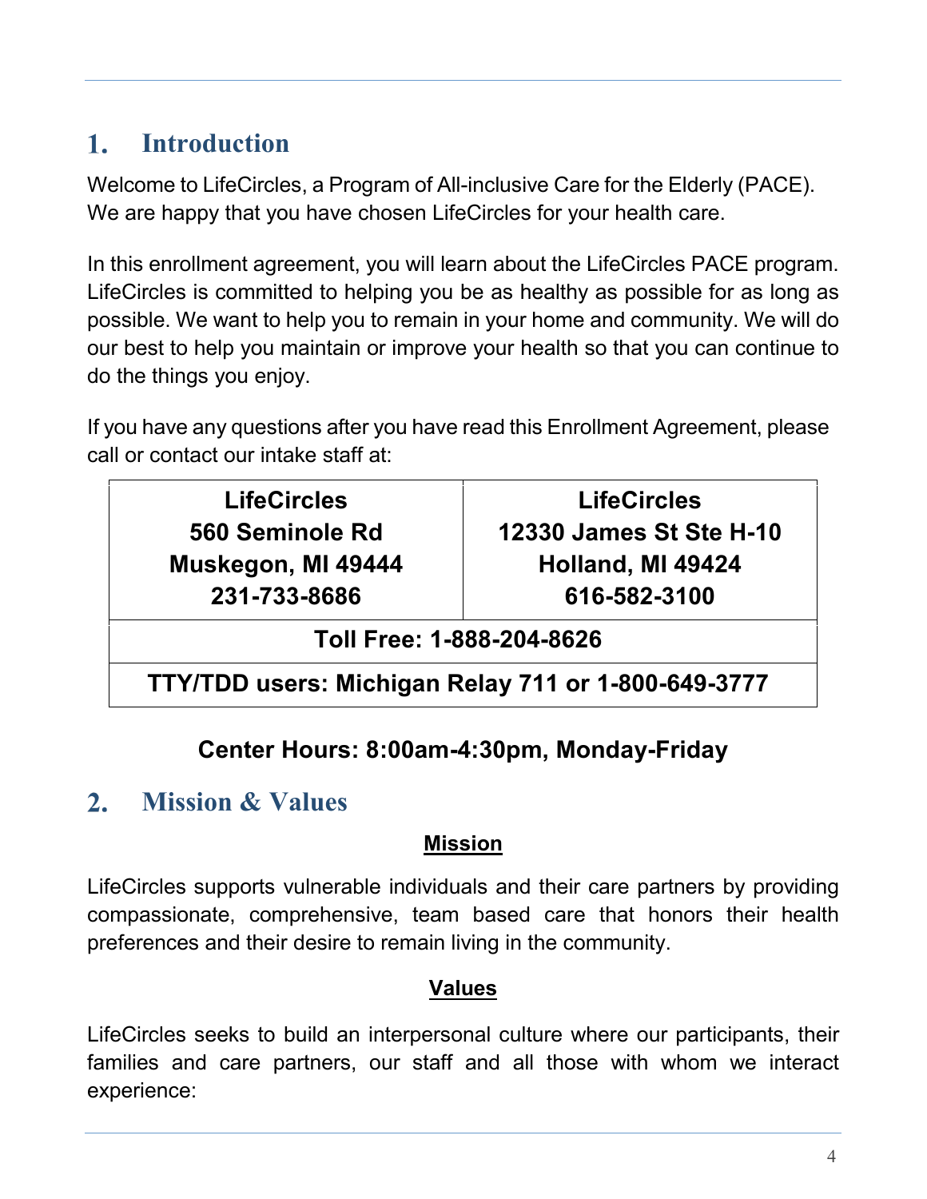## 1. Introduction

Welcome to LifeCircles, a Program of All-inclusive Care for the Elderly (PACE). We are happy that you have chosen LifeCircles for your health care.

In this enrollment agreement, you will learn about the LifeCircles PACE program. LifeCircles is committed to helping you be as healthy as possible for as long as possible. We want to help you to remain in your home and community. We will do our best to help you maintain or improve your health so that you can continue to do the things you enjoy.

If you have any questions after you have read this Enrollment Agreement, please call or contact our intake staff at:

| **LifeCircles**<br>**560 Seminole Rd**<br>**Muskegon, MI 49444**<br>**231-733-8686** | **LifeCircles**<br>**12330 James St Ste H-10**<br>**Holland, MI 49424**<br>**616-582-3100** |
|---|---|
| **Toll Free: 1-888-204-8626** | |
| **TTY/TDD users: Michigan Relay 711 or 1-800-649-3777** | |

**Center Hours: 8:00am-4:30pm, Monday-Friday**

## 2. Mission & Values

**Mission**

LifeCircles supports vulnerable individuals and their care partners by providing compassionate, comprehensive, team based care that honors their health preferences and their desire to remain living in the community.

**Values**

LifeCircles seeks to build an interpersonal culture where our participants, their families and care partners, our staff and all those with whom we interact experience: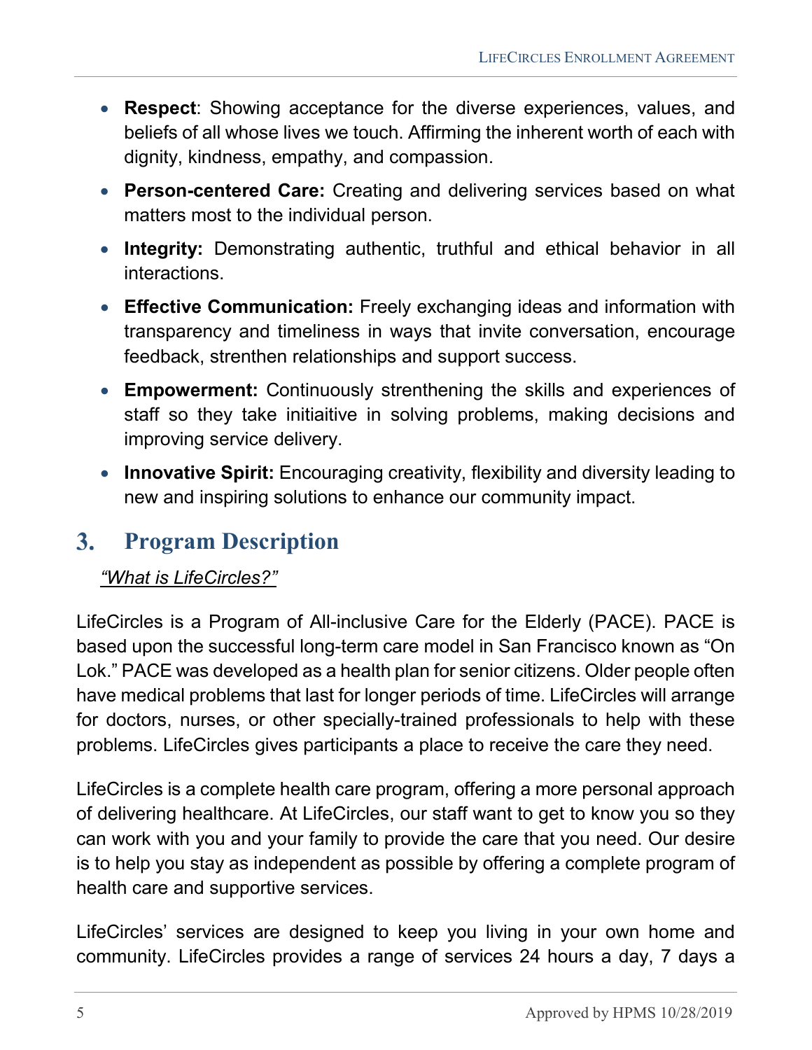- **Respect**: Showing acceptance for the diverse experiences, values, and beliefs of all whose lives we touch. Affirming the inherent worth of each with dignity, kindness, empathy, and compassion.
- **Person-centered Care:** Creating and delivering services based on what matters most to the individual person.
- **Integrity:** Demonstrating authentic, truthful and ethical behavior in all interactions.
- **Effective Communication:** Freely exchanging ideas and information with transparency and timeliness in ways that invite conversation, encourage feedback, strenthen relationships and support success.
- **Empowerment:** Continuously strenthening the skills and experiences of staff so they take initiaitive in solving problems, making decisions and improving service delivery.
- **Innovative Spirit:** Encouraging creativity, flexibility and diversity leading to new and inspiring solutions to enhance our community impact.

## 3. Program Description

*"What is LifeCircles?"*

LifeCircles is a Program of All-inclusive Care for the Elderly (PACE). PACE is based upon the successful long-term care model in San Francisco known as "On Lok." PACE was developed as a health plan for senior citizens. Older people often have medical problems that last for longer periods of time. LifeCircles will arrange for doctors, nurses, or other specially-trained professionals to help with these problems. LifeCircles gives participants a place to receive the care they need.

LifeCircles is a complete health care program, offering a more personal approach of delivering healthcare. At LifeCircles, our staff want to get to know you so they can work with you and your family to provide the care that you need. Our desire is to help you stay as independent as possible by offering a complete program of health care and supportive services.

LifeCircles' services are designed to keep you living in your own home and community. LifeCircles provides a range of services 24 hours a day, 7 days a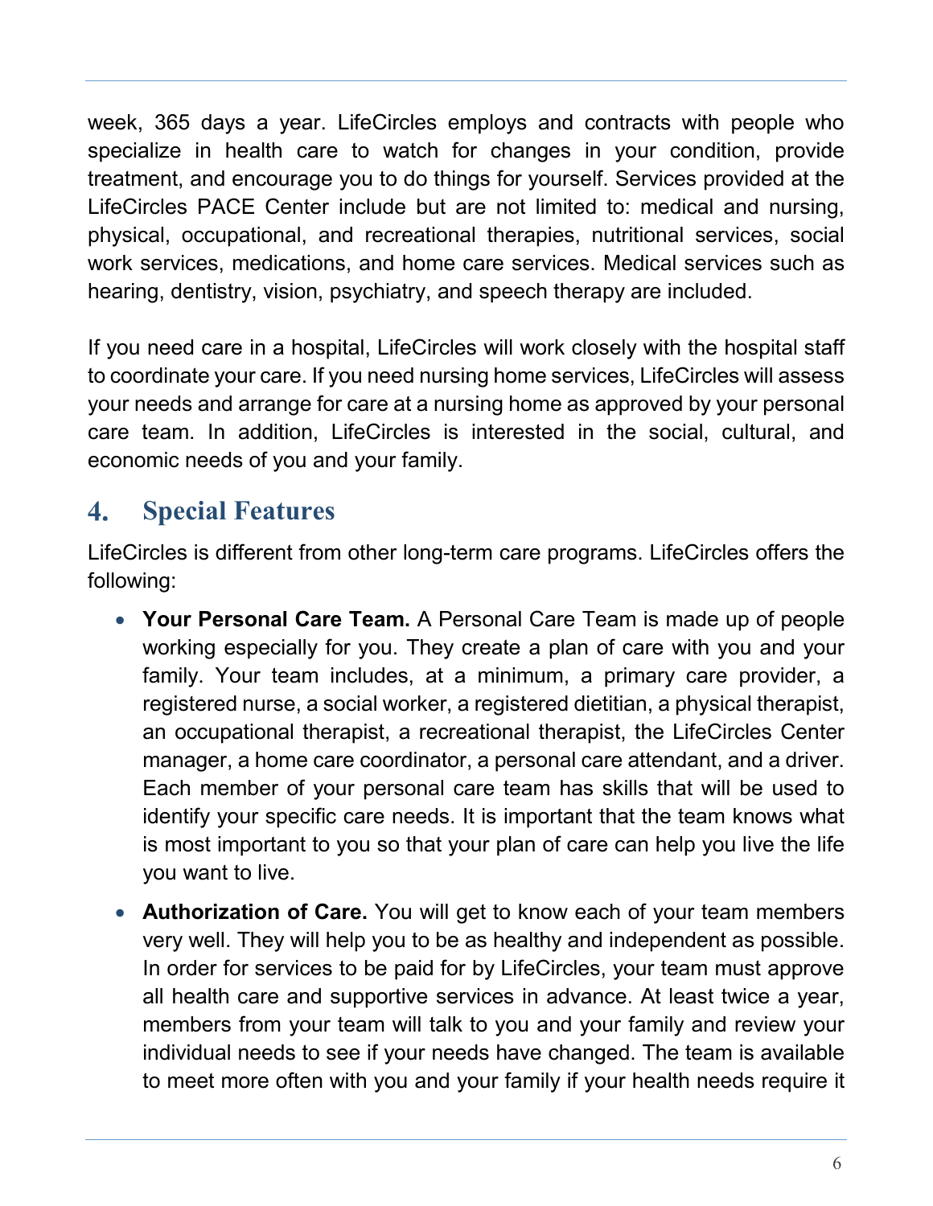week, 365 days a year. LifeCircles employs and contracts with people who specialize in health care to watch for changes in your condition, provide treatment, and encourage you to do things for yourself. Services provided at the LifeCircles PACE Center include but are not limited to: medical and nursing, physical, occupational, and recreational therapies, nutritional services, social work services, medications, and home care services. Medical services such as hearing, dentistry, vision, psychiatry, and speech therapy are included.

If you need care in a hospital, LifeCircles will work closely with the hospital staff to coordinate your care. If you need nursing home services, LifeCircles will assess your needs and arrange for care at a nursing home as approved by your personal care team. In addition, LifeCircles is interested in the social, cultural, and economic needs of you and your family.

## 4. Special Features

LifeCircles is different from other long-term care programs. LifeCircles offers the following:

- **Your Personal Care Team.** A Personal Care Team is made up of people working especially for you. They create a plan of care with you and your family. Your team includes, at a minimum, a primary care provider, a registered nurse, a social worker, a registered dietitian, a physical therapist, an occupational therapist, a recreational therapist, the LifeCircles Center manager, a home care coordinator, a personal care attendant, and a driver. Each member of your personal care team has skills that will be used to identify your specific care needs. It is important that the team knows what is most important to you so that your plan of care can help you live the life you want to live.

- **Authorization of Care.** You will get to know each of your team members very well. They will help you to be as healthy and independent as possible. In order for services to be paid for by LifeCircles, your team must approve all health care and supportive services in advance. At least twice a year, members from your team will talk to you and your family and review your individual needs to see if your needs have changed. The team is available to meet more often with you and your family if your health needs require it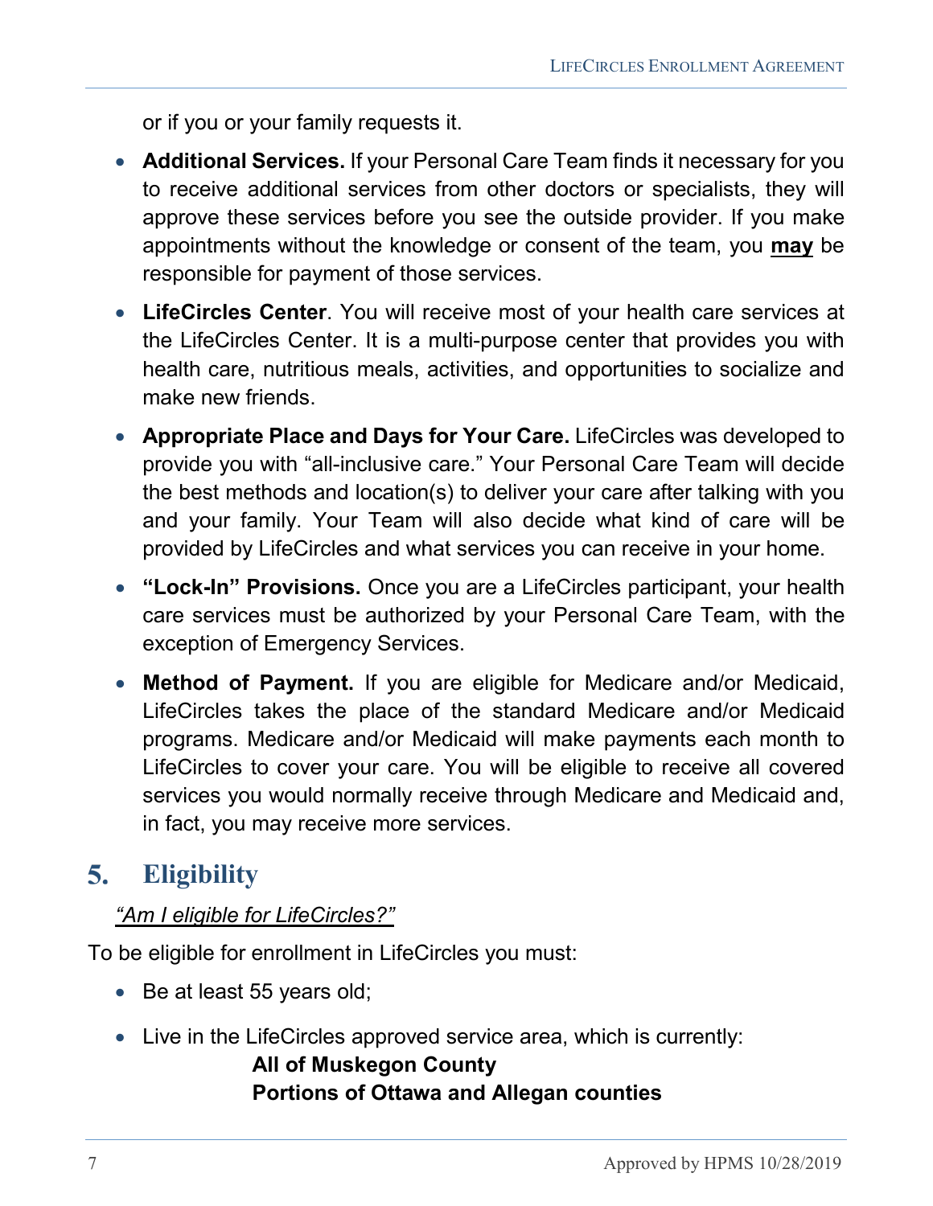or if you or your family requests it.

- **Additional Services.** If your Personal Care Team finds it necessary for you to receive additional services from other doctors or specialists, they will approve these services before you see the outside provider. If you make appointments without the knowledge or consent of the team, you **may** be responsible for payment of those services.
- **LifeCircles Center**. You will receive most of your health care services at the LifeCircles Center. It is a multi-purpose center that provides you with health care, nutritious meals, activities, and opportunities to socialize and make new friends.
- **Appropriate Place and Days for Your Care.** LifeCircles was developed to provide you with "all-inclusive care." Your Personal Care Team will decide the best methods and location(s) to deliver your care after talking with you and your family. Your Team will also decide what kind of care will be provided by LifeCircles and what services you can receive in your home.
- **"Lock-In" Provisions.** Once you are a LifeCircles participant, your health care services must be authorized by your Personal Care Team, with the exception of Emergency Services.
- **Method of Payment.** If you are eligible for Medicare and/or Medicaid, LifeCircles takes the place of the standard Medicare and/or Medicaid programs. Medicare and/or Medicaid will make payments each month to LifeCircles to cover your care. You will be eligible to receive all covered services you would normally receive through Medicare and Medicaid and, in fact, you may receive more services.

## 5. Eligibility

*"Am I eligible for LifeCircles?"*

To be eligible for enrollment in LifeCircles you must:

- Be at least 55 years old;
- Live in the LifeCircles approved service area, which is currently:
  **All of Muskegon County**
  **Portions of Ottawa and Allegan counties**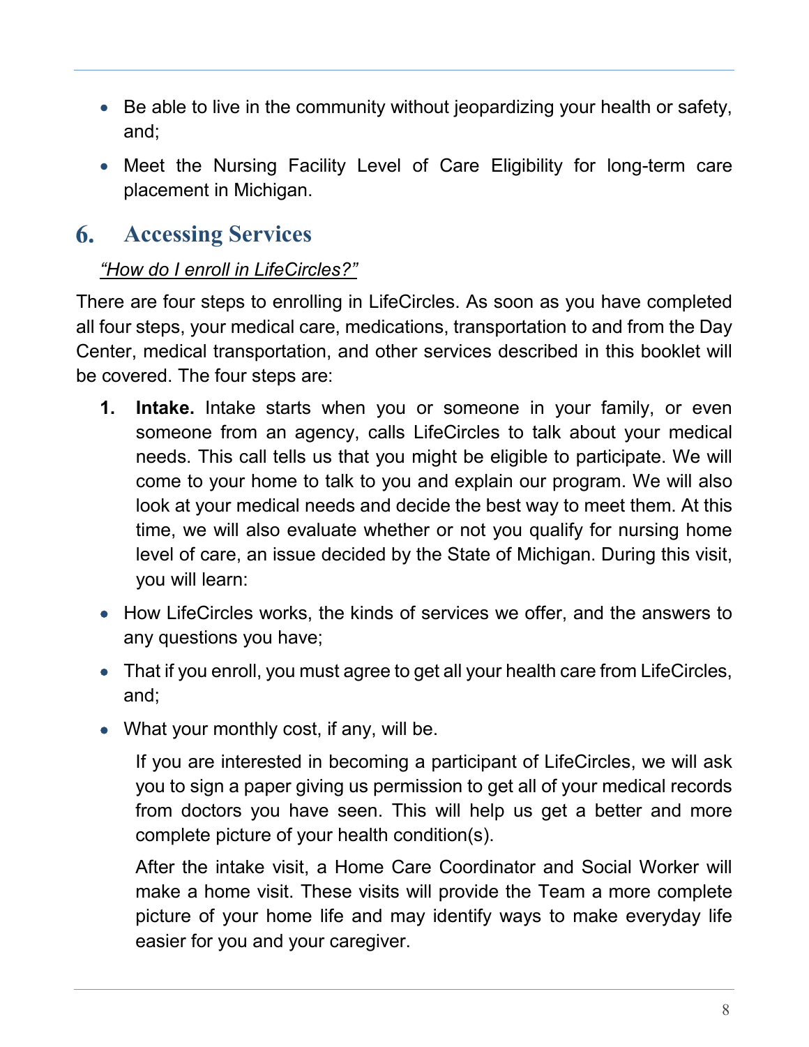- Be able to live in the community without jeopardizing your health or safety, and;
- Meet the Nursing Facility Level of Care Eligibility for long-term care placement in Michigan.

## 6. Accessing Services

*"How do I enroll in LifeCircles?"*

There are four steps to enrolling in LifeCircles. As soon as you have completed all four steps, your medical care, medications, transportation to and from the Day Center, medical transportation, and other services described in this booklet will be covered. The four steps are:

1. **Intake.** Intake starts when you or someone in your family, or even someone from an agency, calls LifeCircles to talk about your medical needs. This call tells us that you might be eligible to participate. We will come to your home to talk to you and explain our program. We will also look at your medical needs and decide the best way to meet them. At this time, we will also evaluate whether or not you qualify for nursing home level of care, an issue decided by the State of Michigan. During this visit, you will learn:

- How LifeCircles works, the kinds of services we offer, and the answers to any questions you have;
- That if you enroll, you must agree to get all your health care from LifeCircles, and;
- What your monthly cost, if any, will be.

If you are interested in becoming a participant of LifeCircles, we will ask you to sign a paper giving us permission to get all of your medical records from doctors you have seen. This will help us get a better and more complete picture of your health condition(s).

After the intake visit, a Home Care Coordinator and Social Worker will make a home visit. These visits will provide the Team a more complete picture of your home life and may identify ways to make everyday life easier for you and your caregiver.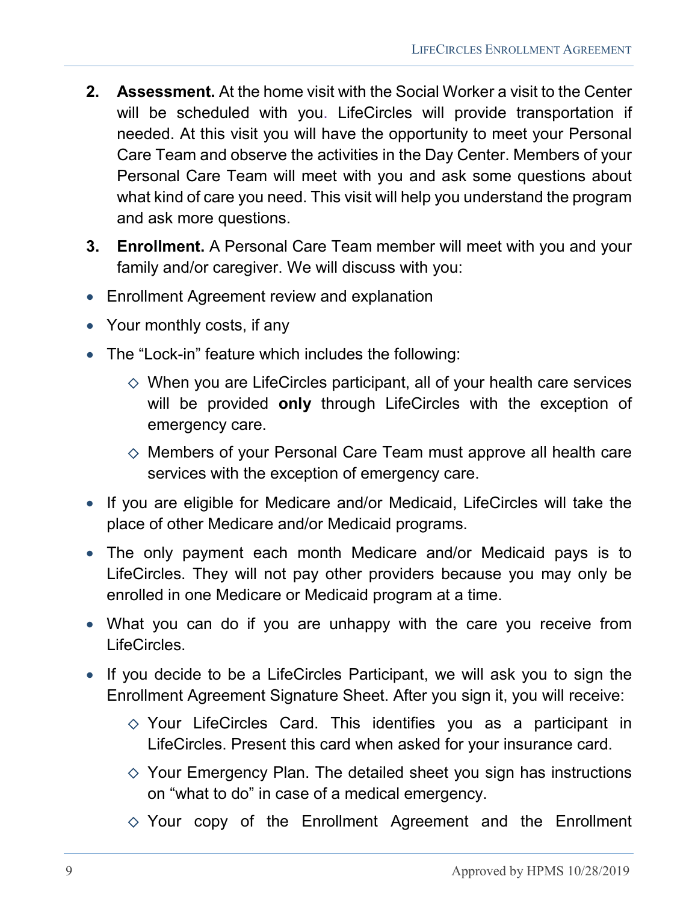2. **Assessment.** At the home visit with the Social Worker a visit to the Center will be scheduled with you. LifeCircles will provide transportation if needed. At this visit you will have the opportunity to meet your Personal Care Team and observe the activities in the Day Center. Members of your Personal Care Team will meet with you and ask some questions about what kind of care you need. This visit will help you understand the program and ask more questions.

3. **Enrollment.** A Personal Care Team member will meet with you and your family and/or caregiver. We will discuss with you:

- Enrollment Agreement review and explanation
- Your monthly costs, if any
- The "Lock-in" feature which includes the following:
  - ◇ When you are LifeCircles participant, all of your health care services will be provided **only** through LifeCircles with the exception of emergency care.
  - ◇ Members of your Personal Care Team must approve all health care services with the exception of emergency care.
- If you are eligible for Medicare and/or Medicaid, LifeCircles will take the place of other Medicare and/or Medicaid programs.
- The only payment each month Medicare and/or Medicaid pays is to LifeCircles. They will not pay other providers because you may only be enrolled in one Medicare or Medicaid program at a time.
- What you can do if you are unhappy with the care you receive from LifeCircles.
- If you decide to be a LifeCircles Participant, we will ask you to sign the Enrollment Agreement Signature Sheet. After you sign it, you will receive:
  - ◇ Your LifeCircles Card. This identifies you as a participant in LifeCircles. Present this card when asked for your insurance card.
  - ◇ Your Emergency Plan. The detailed sheet you sign has instructions on "what to do" in case of a medical emergency.
  - ◇ Your copy of the Enrollment Agreement and the Enrollment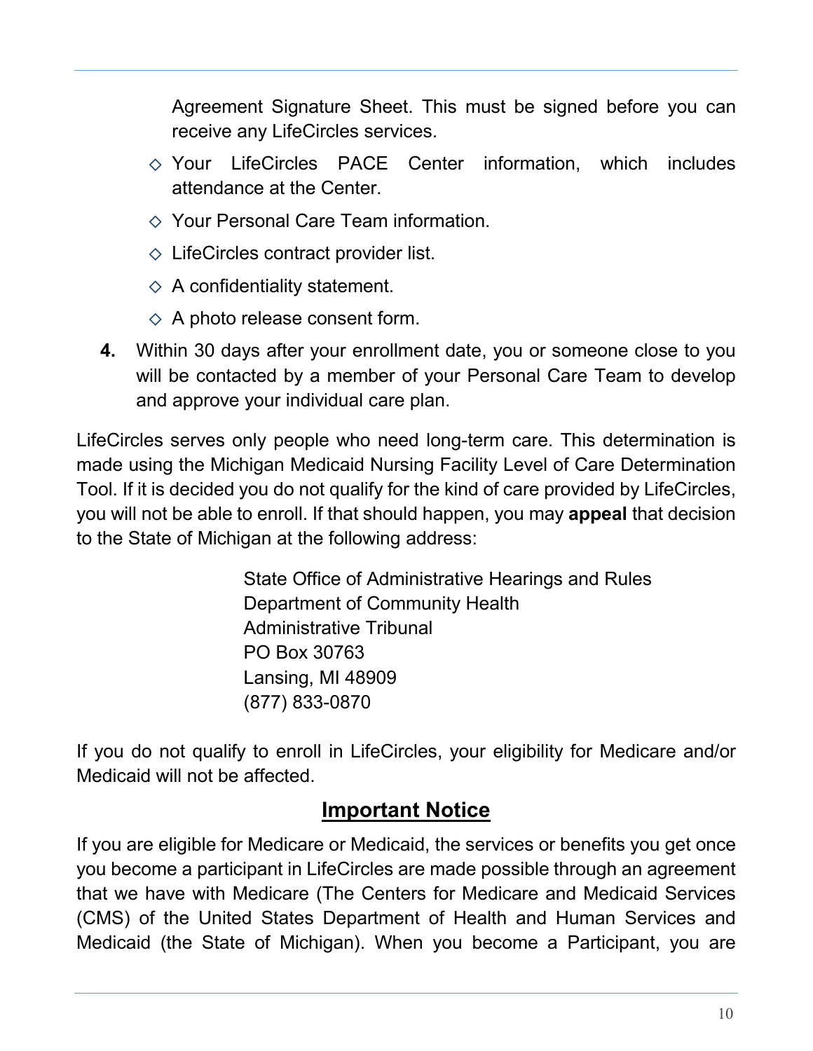Agreement Signature Sheet. This must be signed before you can receive any LifeCircles services.

- ◇ Your LifeCircles PACE Center information, which includes attendance at the Center.
- ◇ Your Personal Care Team information.
- ◇ LifeCircles contract provider list.
- ◇ A confidentiality statement.
- ◇ A photo release consent form.

**4.** Within 30 days after your enrollment date, you or someone close to you will be contacted by a member of your Personal Care Team to develop and approve your individual care plan.

LifeCircles serves only people who need long-term care. This determination is made using the Michigan Medicaid Nursing Facility Level of Care Determination Tool. If it is decided you do not qualify for the kind of care provided by LifeCircles, you will not be able to enroll. If that should happen, you may **appeal** that decision to the State of Michigan at the following address:

State Office of Administrative Hearings and Rules
Department of Community Health
Administrative Tribunal
PO Box 30763
Lansing, MI 48909
(877) 833-0870

If you do not qualify to enroll in LifeCircles, your eligibility for Medicare and/or Medicaid will not be affected.

## Important Notice

If you are eligible for Medicare or Medicaid, the services or benefits you get once you become a participant in LifeCircles are made possible through an agreement that we have with Medicare (The Centers for Medicare and Medicaid Services (CMS) of the United States Department of Health and Human Services and Medicaid (the State of Michigan). When you become a Participant, you are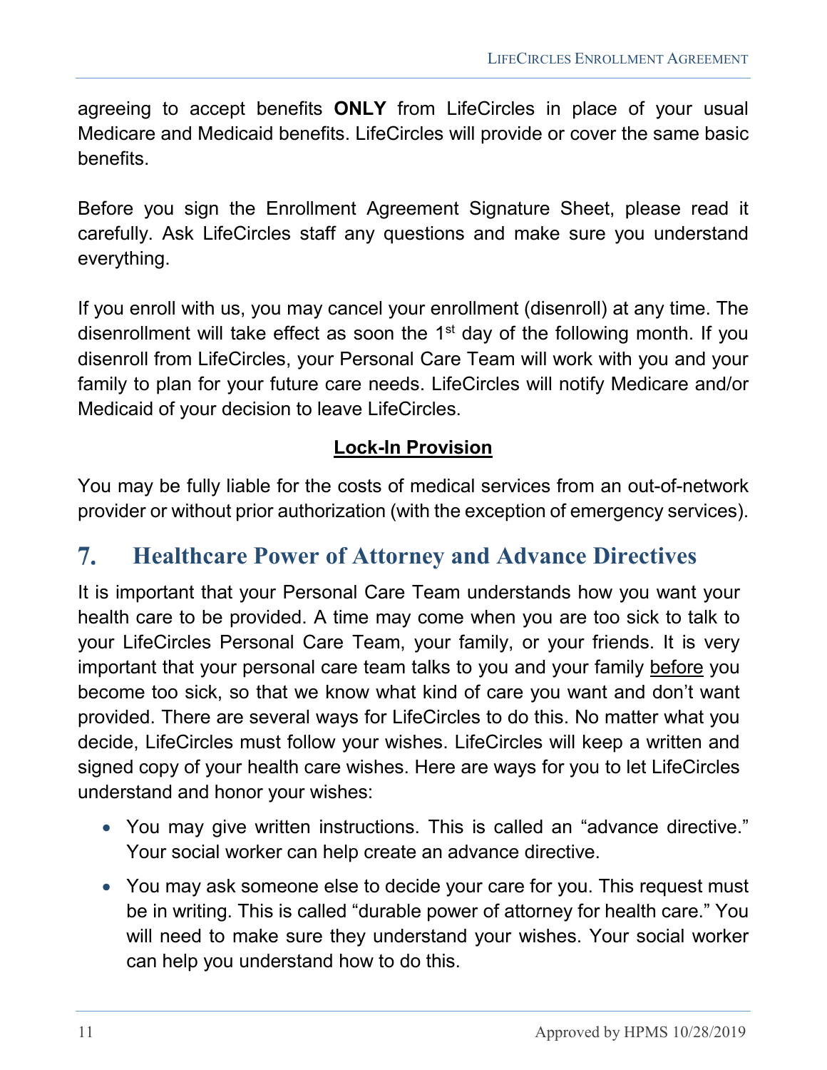agreeing to accept benefits **ONLY** from LifeCircles in place of your usual Medicare and Medicaid benefits. LifeCircles will provide or cover the same basic benefits.

Before you sign the Enrollment Agreement Signature Sheet, please read it carefully. Ask LifeCircles staff any questions and make sure you understand everything.

If you enroll with us, you may cancel your enrollment (disenroll) at any time. The disenrollment will take effect as soon the 1st day of the following month. If you disenroll from LifeCircles, your Personal Care Team will work with you and your family to plan for your future care needs. LifeCircles will notify Medicare and/or Medicaid of your decision to leave LifeCircles.

**Lock-In Provision**

You may be fully liable for the costs of medical services from an out-of-network provider or without prior authorization (with the exception of emergency services).

## 7. Healthcare Power of Attorney and Advance Directives

It is important that your Personal Care Team understands how you want your health care to be provided. A time may come when you are too sick to talk to your LifeCircles Personal Care Team, your family, or your friends. It is very important that your personal care team talks to you and your family before you become too sick, so that we know what kind of care you want and don't want provided. There are several ways for LifeCircles to do this. No matter what you decide, LifeCircles must follow your wishes. LifeCircles will keep a written and signed copy of your health care wishes. Here are ways for you to let LifeCircles understand and honor your wishes:

- You may give written instructions. This is called an "advance directive." Your social worker can help create an advance directive.
- You may ask someone else to decide your care for you. This request must be in writing. This is called "durable power of attorney for health care." You will need to make sure they understand your wishes. Your social worker can help you understand how to do this.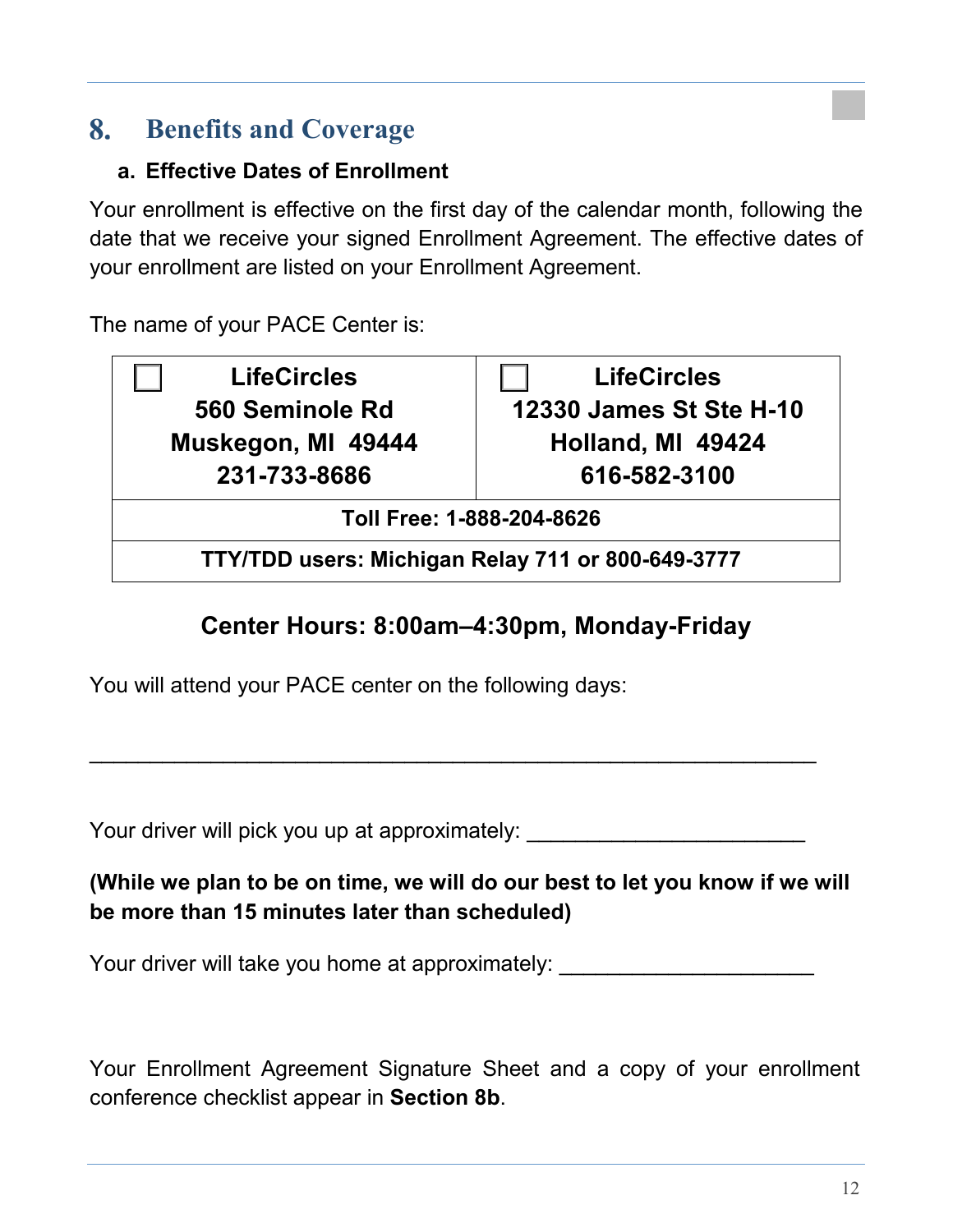# 8. Benefits and Coverage

### a. Effective Dates of Enrollment

Your enrollment is effective on the first day of the calendar month, following the date that we receive your signed Enrollment Agreement. The effective dates of your enrollment are listed on your Enrollment Agreement.

The name of your PACE Center is:

| ☐ **LifeCircles**<br>**560 Seminole Rd**<br>**Muskegon, MI 49444**<br>**231-733-8686** | ☐ **LifeCircles**<br>**12330 James St Ste H-10**<br>**Holland, MI 49424**<br>**616-582-3100** |
|---|---|
| **Toll Free: 1-888-204-8626** | |
| **TTY/TDD users: Michigan Relay 711 or 800-649-3777** | |

**Center Hours: 8:00am–4:30pm, Monday-Friday**

You will attend your PACE center on the following days:

_______________________________________________________________

Your driver will pick you up at approximately: _______________________

**(While we plan to be on time, we will do our best to let you know if we will be more than 15 minutes later than scheduled)**

Your driver will take you home at approximately: _____________________

Your Enrollment Agreement Signature Sheet and a copy of your enrollment conference checklist appear in **Section 8b**.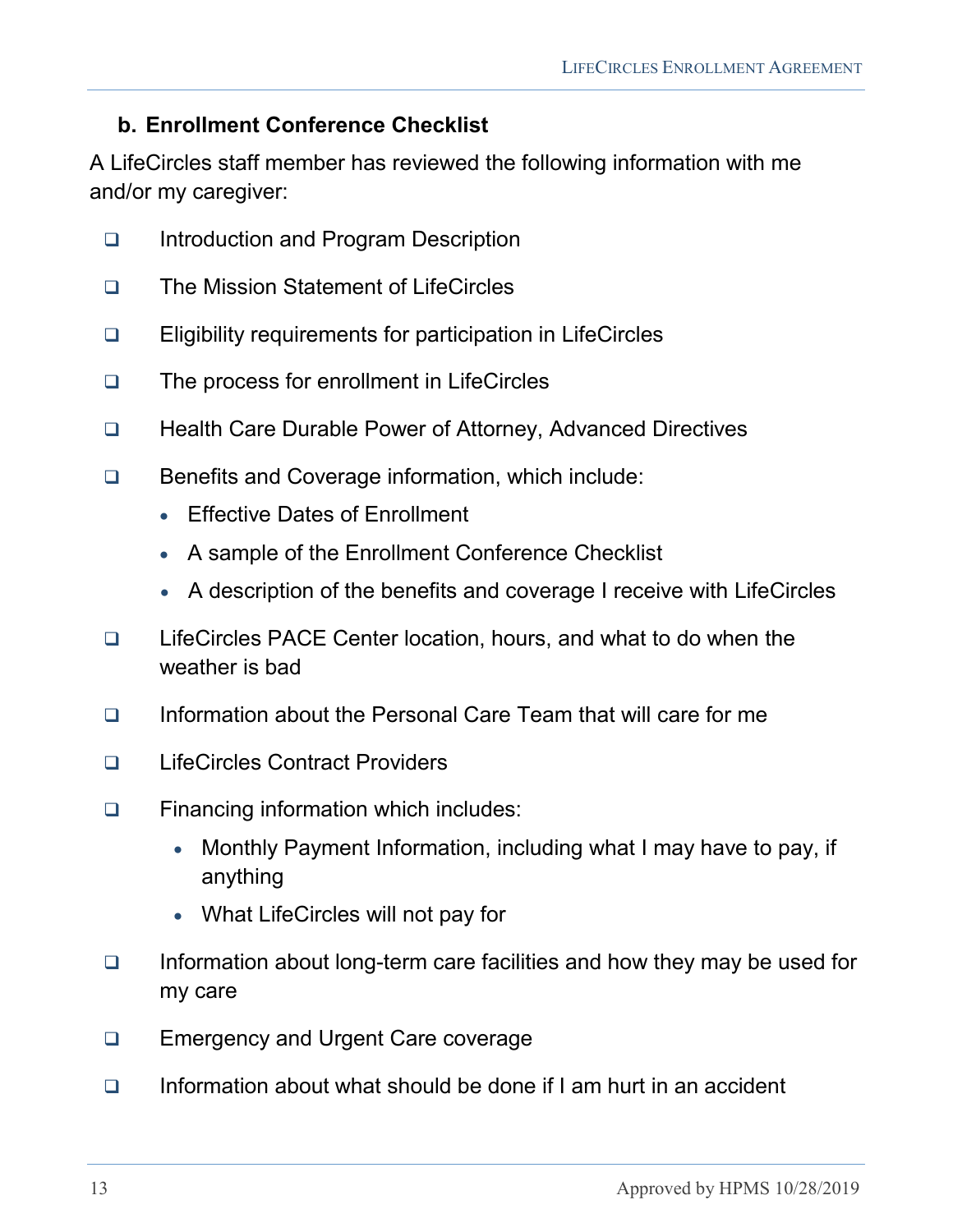### b. Enrollment Conference Checklist

A LifeCircles staff member has reviewed the following information with me and/or my caregiver:

- ❑ Introduction and Program Description
- ❑ The Mission Statement of LifeCircles
- ❑ Eligibility requirements for participation in LifeCircles
- ❑ The process for enrollment in LifeCircles
- ❑ Health Care Durable Power of Attorney, Advanced Directives
- ❑ Benefits and Coverage information, which include:
  - Effective Dates of Enrollment
  - A sample of the Enrollment Conference Checklist
  - A description of the benefits and coverage I receive with LifeCircles
- ❑ LifeCircles PACE Center location, hours, and what to do when the weather is bad
- ❑ Information about the Personal Care Team that will care for me
- ❑ LifeCircles Contract Providers
- ❑ Financing information which includes:
  - Monthly Payment Information, including what I may have to pay, if anything
  - What LifeCircles will not pay for
- ❑ Information about long-term care facilities and how they may be used for my care
- ❑ Emergency and Urgent Care coverage
- ❑ Information about what should be done if I am hurt in an accident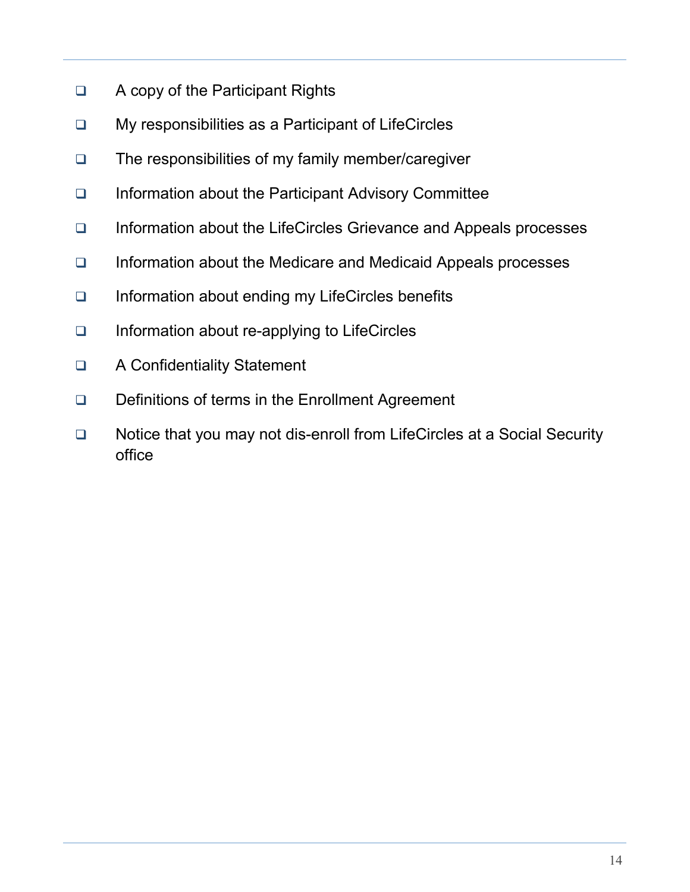- [ ] A copy of the Participant Rights
- [ ] My responsibilities as a Participant of LifeCircles
- [ ] The responsibilities of my family member/caregiver
- [ ] Information about the Participant Advisory Committee
- [ ] Information about the LifeCircles Grievance and Appeals processes
- [ ] Information about the Medicare and Medicaid Appeals processes
- [ ] Information about ending my LifeCircles benefits
- [ ] Information about re-applying to LifeCircles
- [ ] A Confidentiality Statement
- [ ] Definitions of terms in the Enrollment Agreement
- [ ] Notice that you may not dis-enroll from LifeCircles at a Social Security office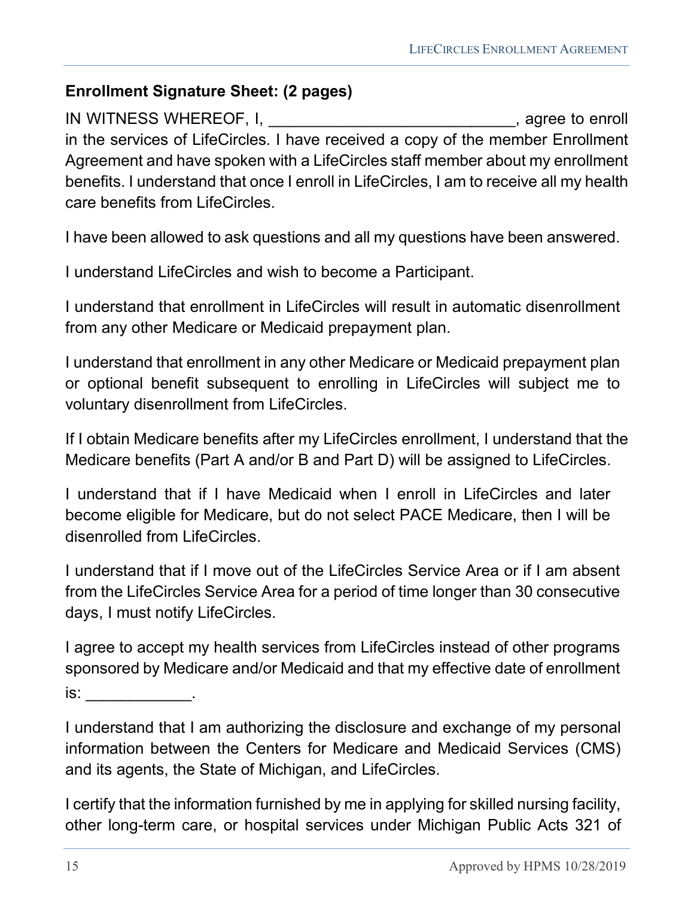**Enrollment Signature Sheet: (2 pages)**

IN WITNESS WHEREOF, I, ___________________________, agree to enroll in the services of LifeCircles. I have received a copy of the member Enrollment Agreement and have spoken with a LifeCircles staff member about my enrollment benefits. I understand that once I enroll in LifeCircles, I am to receive all my health care benefits from LifeCircles.

I have been allowed to ask questions and all my questions have been answered.

I understand LifeCircles and wish to become a Participant.

I understand that enrollment in LifeCircles will result in automatic disenrollment from any other Medicare or Medicaid prepayment plan.

I understand that enrollment in any other Medicare or Medicaid prepayment plan or optional benefit subsequent to enrolling in LifeCircles will subject me to voluntary disenrollment from LifeCircles.

If I obtain Medicare benefits after my LifeCircles enrollment, I understand that the Medicare benefits (Part A and/or B and Part D) will be assigned to LifeCircles.

I understand that if I have Medicaid when I enroll in LifeCircles and later become eligible for Medicare, but do not select PACE Medicare, then I will be disenrolled from LifeCircles.

I understand that if I move out of the LifeCircles Service Area or if I am absent from the LifeCircles Service Area for a period of time longer than 30 consecutive days, I must notify LifeCircles.

I agree to accept my health services from LifeCircles instead of other programs sponsored by Medicare and/or Medicaid and that my effective date of enrollment is: ____________.

I understand that I am authorizing the disclosure and exchange of my personal information between the Centers for Medicare and Medicaid Services (CMS) and its agents, the State of Michigan, and LifeCircles.

I certify that the information furnished by me in applying for skilled nursing facility, other long-term care, or hospital services under Michigan Public Acts 321 of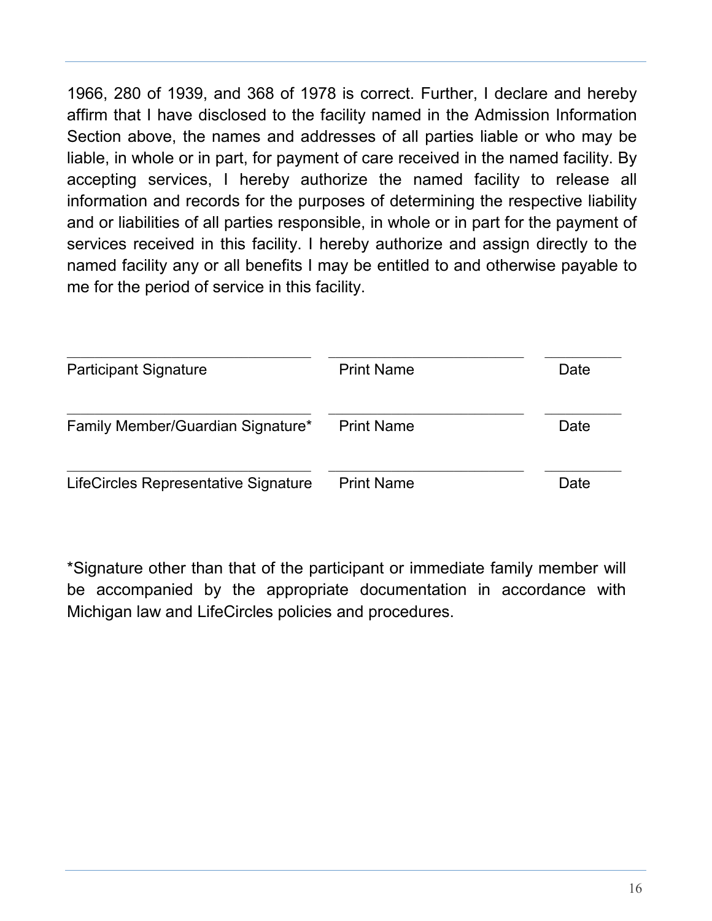1966, 280 of 1939, and 368 of 1978 is correct. Further, I declare and hereby affirm that I have disclosed to the facility named in the Admission Information Section above, the names and addresses of all parties liable or who may be liable, in whole or in part, for payment of care received in the named facility. By accepting services, I hereby authorize the named facility to release all information and records for the purposes of determining the respective liability and or liabilities of all parties responsible, in whole or in part for the payment of services received in this facility. I hereby authorize and assign directly to the named facility any or all benefits I may be entitled to and otherwise payable to me for the period of service in this facility.

| ______________________________ | ________________________ | __________ |
|---|---|---|
| Participant Signature | Print Name | Date |
| ______________________________ | ________________________ | __________ |
| Family Member/Guardian Signature* | Print Name | Date |
| ______________________________ | ________________________ | __________ |
| LifeCircles Representative Signature | Print Name | Date |

*Signature other than that of the participant or immediate family member will be accompanied by the appropriate documentation in accordance with Michigan law and LifeCircles policies and procedures.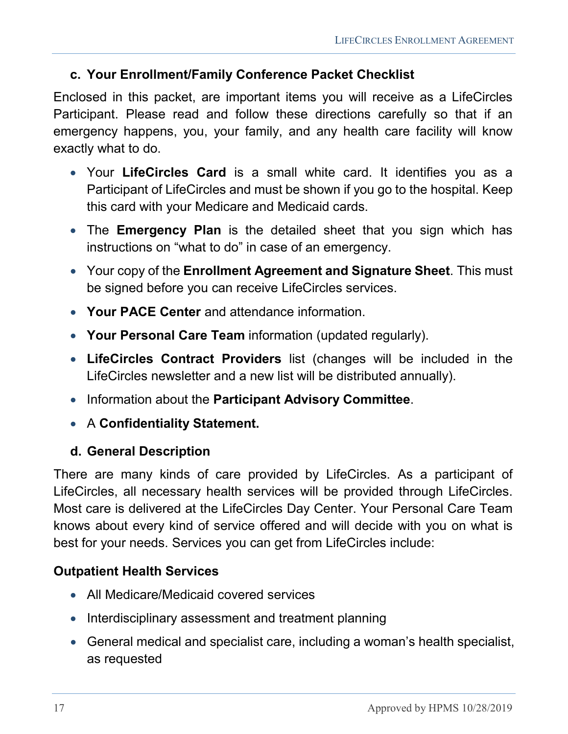### c. Your Enrollment/Family Conference Packet Checklist

Enclosed in this packet, are important items you will receive as a LifeCircles Participant. Please read and follow these directions carefully so that if an emergency happens, you, your family, and any health care facility will know exactly what to do.

- Your **LifeCircles Card** is a small white card. It identifies you as a Participant of LifeCircles and must be shown if you go to the hospital. Keep this card with your Medicare and Medicaid cards.
- The **Emergency Plan** is the detailed sheet that you sign which has instructions on "what to do" in case of an emergency.
- Your copy of the **Enrollment Agreement and Signature Sheet**. This must be signed before you can receive LifeCircles services.
- **Your PACE Center** and attendance information.
- **Your Personal Care Team** information (updated regularly).
- **LifeCircles Contract Providers** list (changes will be included in the LifeCircles newsletter and a new list will be distributed annually).
- Information about the **Participant Advisory Committee**.
- A **Confidentiality Statement.**

### d. General Description

There are many kinds of care provided by LifeCircles. As a participant of LifeCircles, all necessary health services will be provided through LifeCircles. Most care is delivered at the LifeCircles Day Center. Your Personal Care Team knows about every kind of service offered and will decide with you on what is best for your needs. Services you can get from LifeCircles include:

**Outpatient Health Services**

- All Medicare/Medicaid covered services
- Interdisciplinary assessment and treatment planning
- General medical and specialist care, including a woman's health specialist, as requested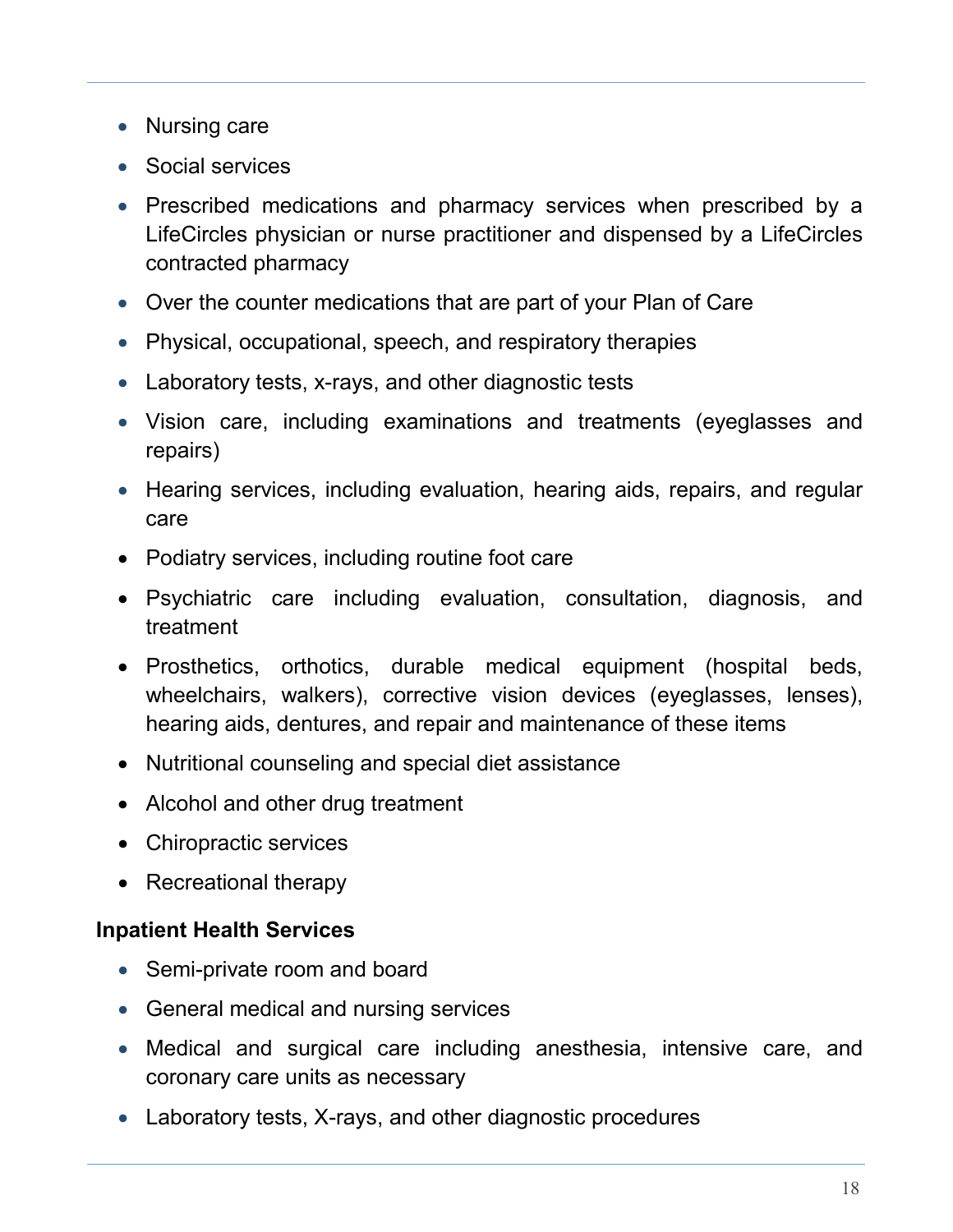- Nursing care
- Social services
- Prescribed medications and pharmacy services when prescribed by a LifeCircles physician or nurse practitioner and dispensed by a LifeCircles contracted pharmacy
- Over the counter medications that are part of your Plan of Care
- Physical, occupational, speech, and respiratory therapies
- Laboratory tests, x-rays, and other diagnostic tests
- Vision care, including examinations and treatments (eyeglasses and repairs)
- Hearing services, including evaluation, hearing aids, repairs, and regular care
- Podiatry services, including routine foot care
- Psychiatric care including evaluation, consultation, diagnosis, and treatment
- Prosthetics, orthotics, durable medical equipment (hospital beds, wheelchairs, walkers), corrective vision devices (eyeglasses, lenses), hearing aids, dentures, and repair and maintenance of these items
- Nutritional counseling and special diet assistance
- Alcohol and other drug treatment
- Chiropractic services
- Recreational therapy

**Inpatient Health Services**

- Semi-private room and board
- General medical and nursing services
- Medical and surgical care including anesthesia, intensive care, and coronary care units as necessary
- Laboratory tests, X-rays, and other diagnostic procedures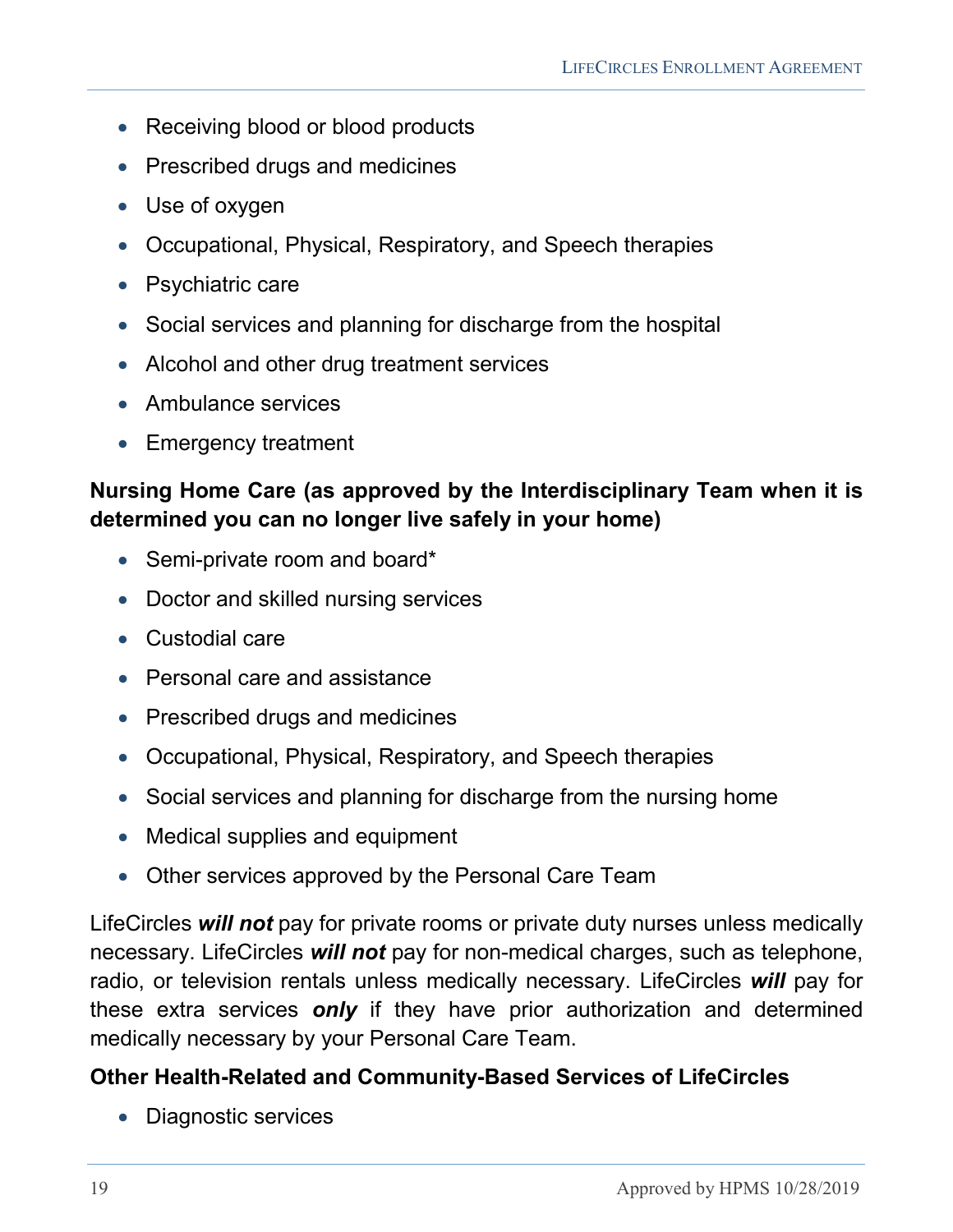- Receiving blood or blood products
- Prescribed drugs and medicines
- Use of oxygen
- Occupational, Physical, Respiratory, and Speech therapies
- Psychiatric care
- Social services and planning for discharge from the hospital
- Alcohol and other drug treatment services
- Ambulance services
- Emergency treatment

**Nursing Home Care (as approved by the Interdisciplinary Team when it is determined you can no longer live safely in your home)**

- Semi-private room and board*
- Doctor and skilled nursing services
- Custodial care
- Personal care and assistance
- Prescribed drugs and medicines
- Occupational, Physical, Respiratory, and Speech therapies
- Social services and planning for discharge from the nursing home
- Medical supplies and equipment
- Other services approved by the Personal Care Team

LifeCircles ***will not*** pay for private rooms or private duty nurses unless medically necessary. LifeCircles ***will not*** pay for non-medical charges, such as telephone, radio, or television rentals unless medically necessary. LifeCircles ***will*** pay for these extra services ***only*** if they have prior authorization and determined medically necessary by your Personal Care Team.

**Other Health-Related and Community-Based Services of LifeCircles**

- Diagnostic services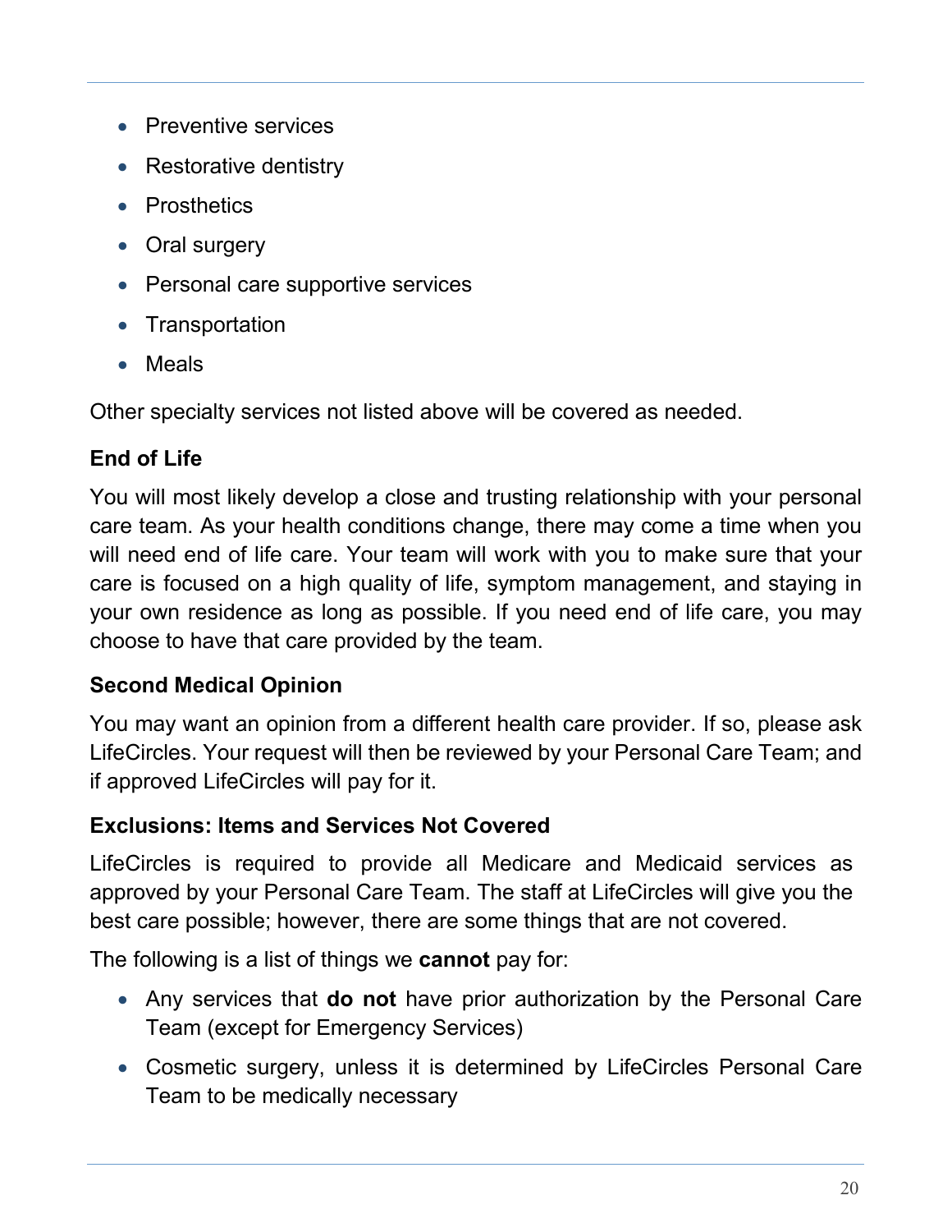- Preventive services
- Restorative dentistry
- Prosthetics
- Oral surgery
- Personal care supportive services
- Transportation
- Meals

Other specialty services not listed above will be covered as needed.

**End of Life**

You will most likely develop a close and trusting relationship with your personal care team. As your health conditions change, there may come a time when you will need end of life care. Your team will work with you to make sure that your care is focused on a high quality of life, symptom management, and staying in your own residence as long as possible. If you need end of life care, you may choose to have that care provided by the team.

**Second Medical Opinion**

You may want an opinion from a different health care provider. If so, please ask LifeCircles. Your request will then be reviewed by your Personal Care Team; and if approved LifeCircles will pay for it.

**Exclusions: Items and Services Not Covered**

LifeCircles is required to provide all Medicare and Medicaid services as approved by your Personal Care Team. The staff at LifeCircles will give you the best care possible; however, there are some things that are not covered.

The following is a list of things we **cannot** pay for:

- Any services that **do not** have prior authorization by the Personal Care Team (except for Emergency Services)
- Cosmetic surgery, unless it is determined by LifeCircles Personal Care Team to be medically necessary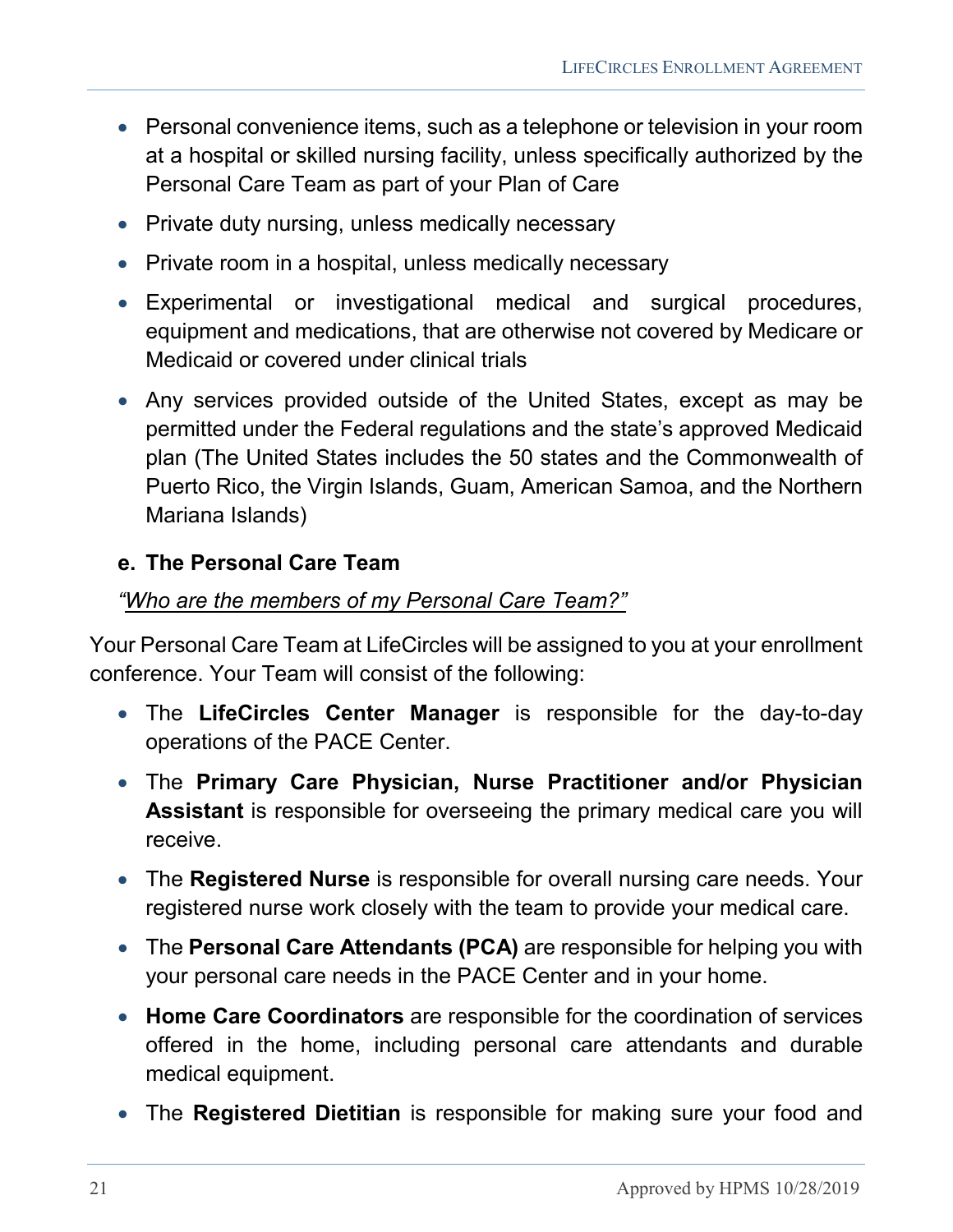- Personal convenience items, such as a telephone or television in your room at a hospital or skilled nursing facility, unless specifically authorized by the Personal Care Team as part of your Plan of Care
- Private duty nursing, unless medically necessary
- Private room in a hospital, unless medically necessary
- Experimental or investigational medical and surgical procedures, equipment and medications, that are otherwise not covered by Medicare or Medicaid or covered under clinical trials
- Any services provided outside of the United States, except as may be permitted under the Federal regulations and the state's approved Medicaid plan (The United States includes the 50 states and the Commonwealth of Puerto Rico, the Virgin Islands, Guam, American Samoa, and the Northern Mariana Islands)

### e. The Personal Care Team

*"Who are the members of my Personal Care Team?"*

Your Personal Care Team at LifeCircles will be assigned to you at your enrollment conference. Your Team will consist of the following:

- The **LifeCircles Center Manager** is responsible for the day-to-day operations of the PACE Center.
- The **Primary Care Physician, Nurse Practitioner and/or Physician Assistant** is responsible for overseeing the primary medical care you will receive.
- The **Registered Nurse** is responsible for overall nursing care needs. Your registered nurse work closely with the team to provide your medical care.
- The **Personal Care Attendants (PCA)** are responsible for helping you with your personal care needs in the PACE Center and in your home.
- **Home Care Coordinators** are responsible for the coordination of services offered in the home, including personal care attendants and durable medical equipment.
- The **Registered Dietitian** is responsible for making sure your food and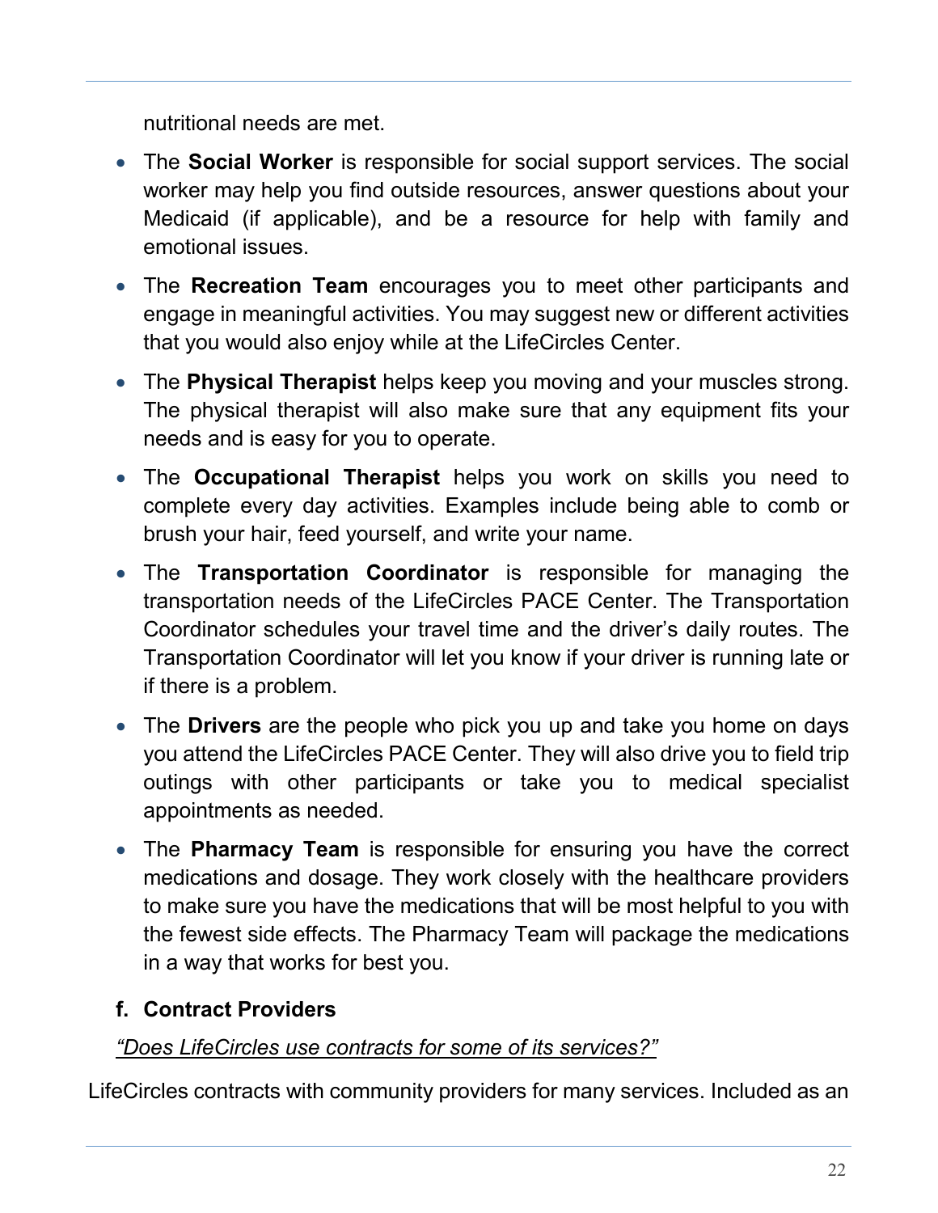nutritional needs are met.

- The **Social Worker** is responsible for social support services. The social worker may help you find outside resources, answer questions about your Medicaid (if applicable), and be a resource for help with family and emotional issues.
- The **Recreation Team** encourages you to meet other participants and engage in meaningful activities. You may suggest new or different activities that you would also enjoy while at the LifeCircles Center.
- The **Physical Therapist** helps keep you moving and your muscles strong. The physical therapist will also make sure that any equipment fits your needs and is easy for you to operate.
- The **Occupational Therapist** helps you work on skills you need to complete every day activities. Examples include being able to comb or brush your hair, feed yourself, and write your name.
- The **Transportation Coordinator** is responsible for managing the transportation needs of the LifeCircles PACE Center. The Transportation Coordinator schedules your travel time and the driver's daily routes. The Transportation Coordinator will let you know if your driver is running late or if there is a problem.
- The **Drivers** are the people who pick you up and take you home on days you attend the LifeCircles PACE Center. They will also drive you to field trip outings with other participants or take you to medical specialist appointments as needed.
- The **Pharmacy Team** is responsible for ensuring you have the correct medications and dosage. They work closely with the healthcare providers to make sure you have the medications that will be most helpful to you with the fewest side effects. The Pharmacy Team will package the medications in a way that works for best you.

### f. Contract Providers

*"Does LifeCircles use contracts for some of its services?"*

LifeCircles contracts with community providers for many services. Included as an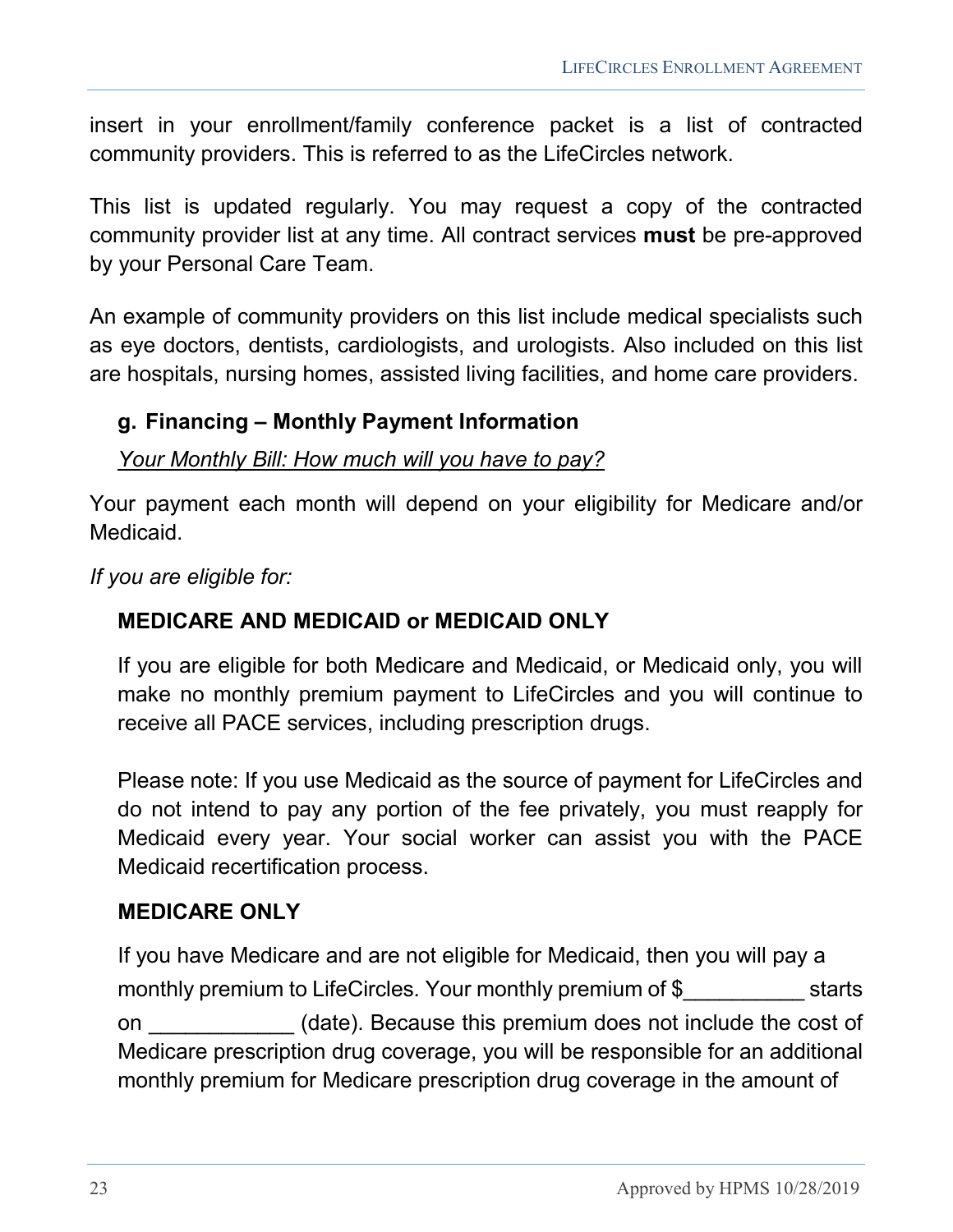insert in your enrollment/family conference packet is a list of contracted community providers. This is referred to as the LifeCircles network.

This list is updated regularly. You may request a copy of the contracted community provider list at any time. All contract services **must** be pre-approved by your Personal Care Team.

An example of community providers on this list include medical specialists such as eye doctors, dentists, cardiologists, and urologists. Also included on this list are hospitals, nursing homes, assisted living facilities, and home care providers.

### g. Financing – Monthly Payment Information

<u>*Your Monthly Bill: How much will you have to pay?*</u>

Your payment each month will depend on your eligibility for Medicare and/or Medicaid.

*If you are eligible for:*

**MEDICARE AND MEDICAID or MEDICAID ONLY**

If you are eligible for both Medicare and Medicaid, or Medicaid only, you will make no monthly premium payment to LifeCircles and you will continue to receive all PACE services, including prescription drugs.

Please note: If you use Medicaid as the source of payment for LifeCircles and do not intend to pay any portion of the fee privately, you must reapply for Medicaid every year. Your social worker can assist you with the PACE Medicaid recertification process.

**MEDICARE ONLY**

If you have Medicare and are not eligible for Medicaid, then you will pay a monthly premium to LifeCircles. Your monthly premium of $__________ starts on ____________ (date). Because this premium does not include the cost of Medicare prescription drug coverage, you will be responsible for an additional monthly premium for Medicare prescription drug coverage in the amount of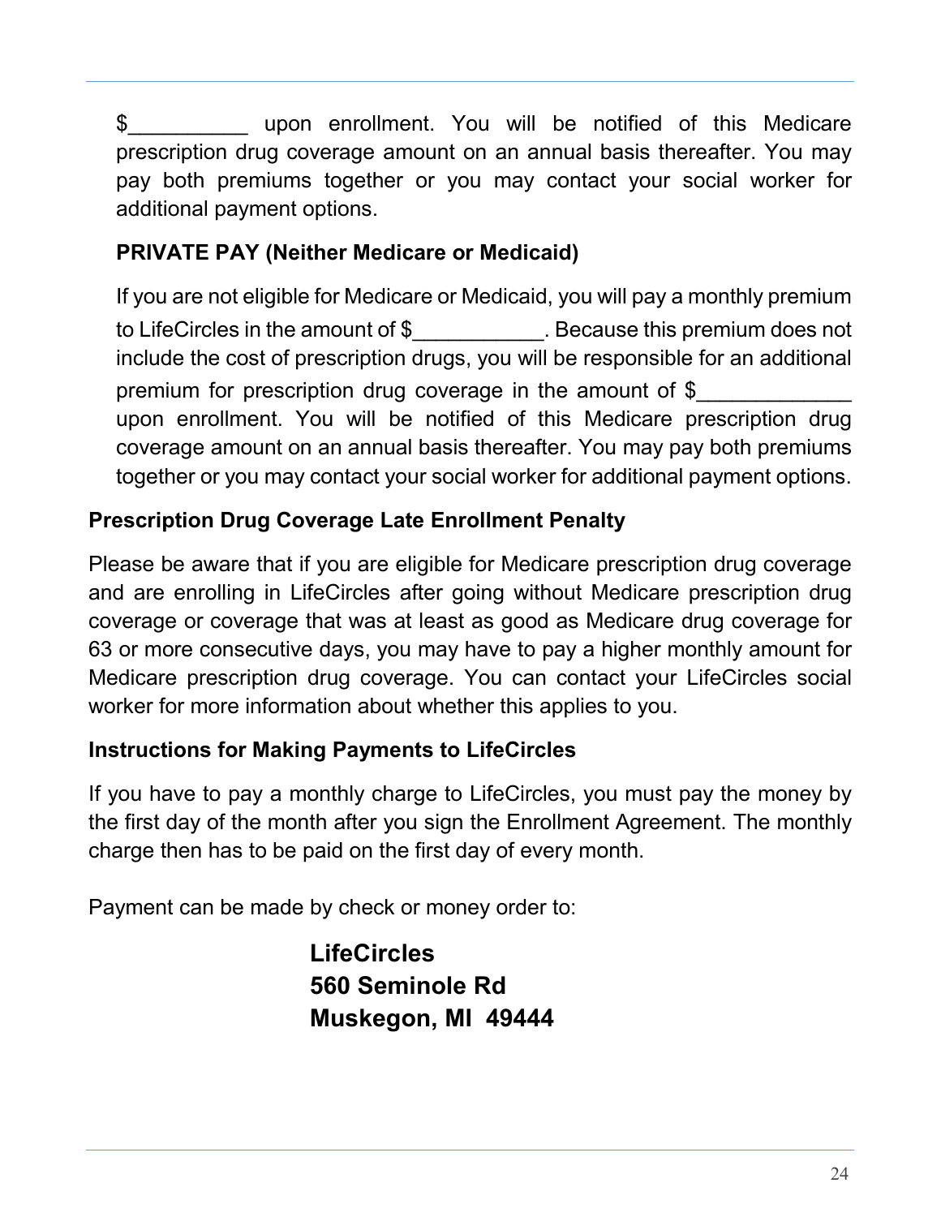$__________ upon enrollment. You will be notified of this Medicare prescription drug coverage amount on an annual basis thereafter. You may pay both premiums together or you may contact your social worker for additional payment options.

### PRIVATE PAY (Neither Medicare or Medicaid)

If you are not eligible for Medicare or Medicaid, you will pay a monthly premium to LifeCircles in the amount of $___________. Because this premium does not include the cost of prescription drugs, you will be responsible for an additional premium for prescription drug coverage in the amount of $_____________ upon enrollment. You will be notified of this Medicare prescription drug coverage amount on an annual basis thereafter. You may pay both premiums together or you may contact your social worker for additional payment options.

## Prescription Drug Coverage Late Enrollment Penalty

Please be aware that if you are eligible for Medicare prescription drug coverage and are enrolling in LifeCircles after going without Medicare prescription drug coverage or coverage that was at least as good as Medicare drug coverage for 63 or more consecutive days, you may have to pay a higher monthly amount for Medicare prescription drug coverage. You can contact your LifeCircles social worker for more information about whether this applies to you.

## Instructions for Making Payments to LifeCircles

If you have to pay a monthly charge to LifeCircles, you must pay the money by the first day of the month after you sign the Enrollment Agreement. The monthly charge then has to be paid on the first day of every month.

Payment can be made by check or money order to:

**LifeCircles**
**560 Seminole Rd**
**Muskegon, MI 49444**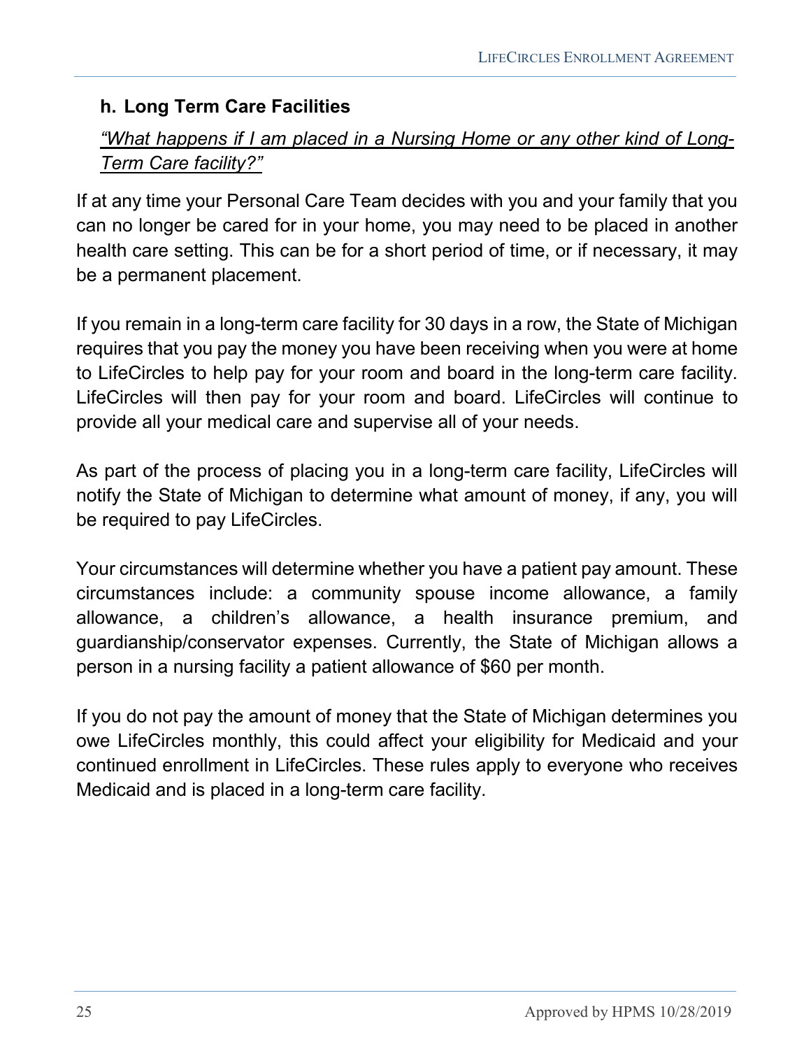### h. Long Term Care Facilities

*"What happens if I am placed in a Nursing Home or any other kind of Long-Term Care facility?"*

If at any time your Personal Care Team decides with you and your family that you can no longer be cared for in your home, you may need to be placed in another health care setting. This can be for a short period of time, or if necessary, it may be a permanent placement.

If you remain in a long-term care facility for 30 days in a row, the State of Michigan requires that you pay the money you have been receiving when you were at home to LifeCircles to help pay for your room and board in the long-term care facility. LifeCircles will then pay for your room and board. LifeCircles will continue to provide all your medical care and supervise all of your needs.

As part of the process of placing you in a long-term care facility, LifeCircles will notify the State of Michigan to determine what amount of money, if any, you will be required to pay LifeCircles.

Your circumstances will determine whether you have a patient pay amount. These circumstances include: a community spouse income allowance, a family allowance, a children's allowance, a health insurance premium, and guardianship/conservator expenses. Currently, the State of Michigan allows a person in a nursing facility a patient allowance of $60 per month.

If you do not pay the amount of money that the State of Michigan determines you owe LifeCircles monthly, this could affect your eligibility for Medicaid and your continued enrollment in LifeCircles. These rules apply to everyone who receives Medicaid and is placed in a long-term care facility.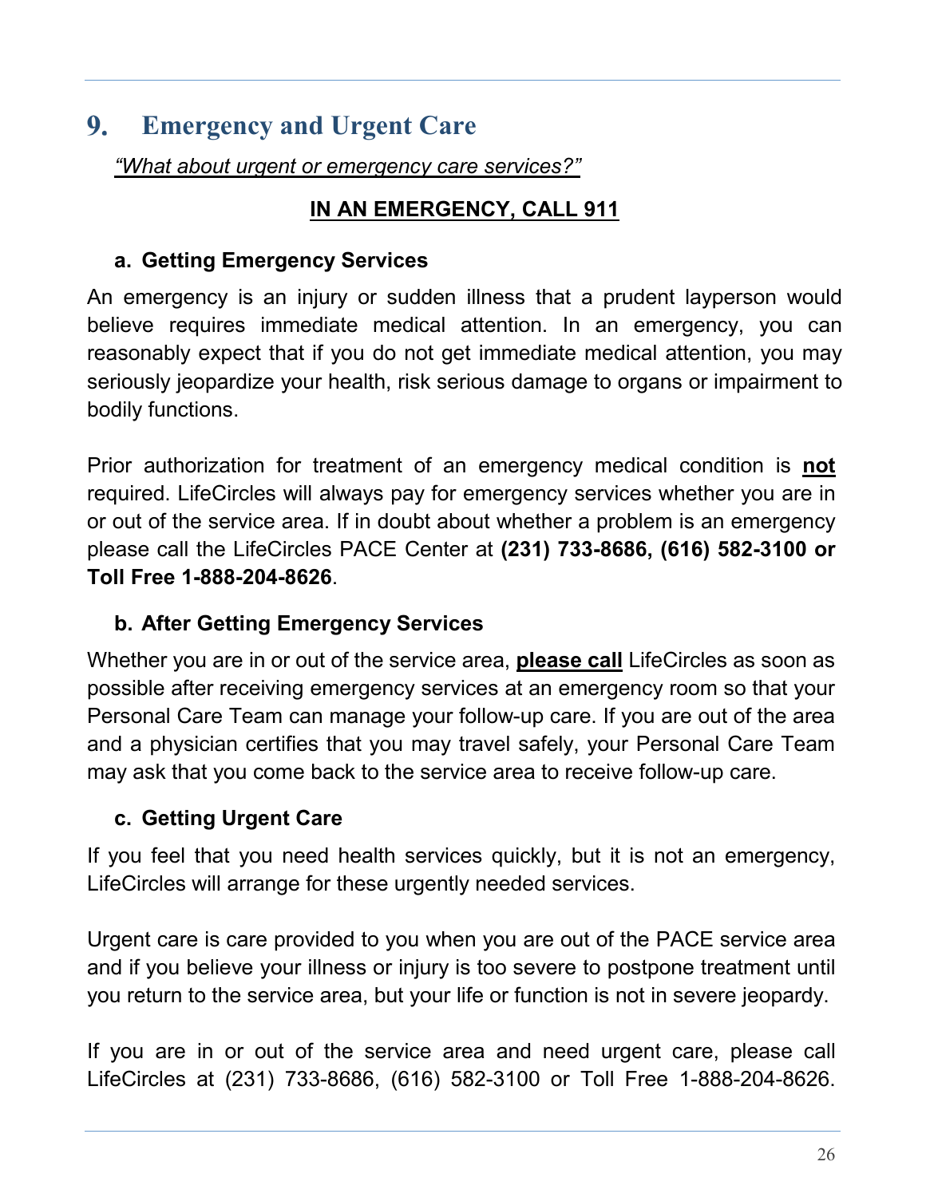## 9. Emergency and Urgent Care

*"What about urgent or emergency care services?"*

**IN AN EMERGENCY, CALL 911**

### a. Getting Emergency Services

An emergency is an injury or sudden illness that a prudent layperson would believe requires immediate medical attention. In an emergency, you can reasonably expect that if you do not get immediate medical attention, you may seriously jeopardize your health, risk serious damage to organs or impairment to bodily functions.

Prior authorization for treatment of an emergency medical condition is **not** required. LifeCircles will always pay for emergency services whether you are in or out of the service area. If in doubt about whether a problem is an emergency please call the LifeCircles PACE Center at **(231) 733-8686, (616) 582-3100 or Toll Free 1-888-204-8626**.

### b. After Getting Emergency Services

Whether you are in or out of the service area, **please call** LifeCircles as soon as possible after receiving emergency services at an emergency room so that your Personal Care Team can manage your follow-up care. If you are out of the area and a physician certifies that you may travel safely, your Personal Care Team may ask that you come back to the service area to receive follow-up care.

### c. Getting Urgent Care

If you feel that you need health services quickly, but it is not an emergency, LifeCircles will arrange for these urgently needed services.

Urgent care is care provided to you when you are out of the PACE service area and if you believe your illness or injury is too severe to postpone treatment until you return to the service area, but your life or function is not in severe jeopardy.

If you are in or out of the service area and need urgent care, please call LifeCircles at (231) 733-8686, (616) 582-3100 or Toll Free 1-888-204-8626.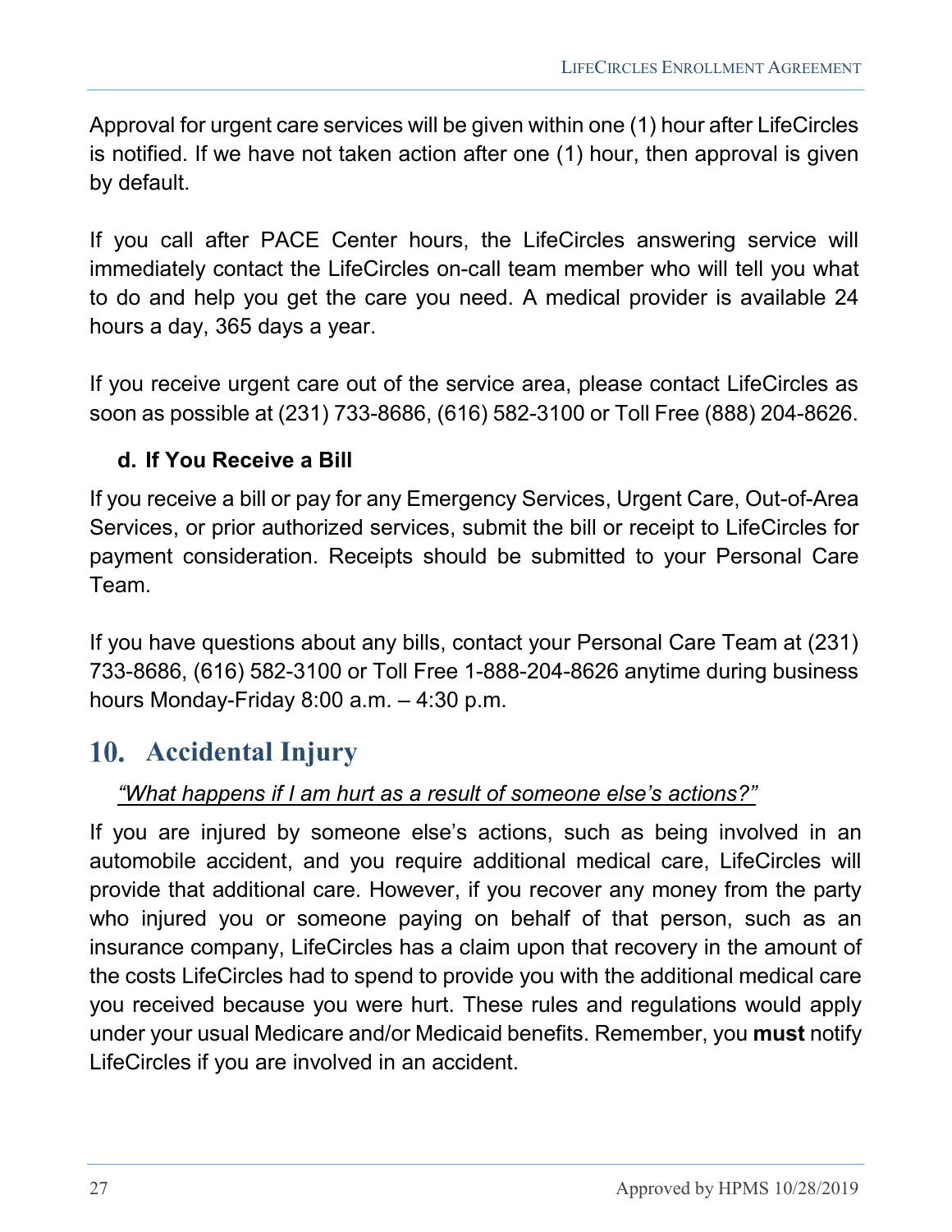Approval for urgent care services will be given within one (1) hour after LifeCircles is notified. If we have not taken action after one (1) hour, then approval is given by default.

If you call after PACE Center hours, the LifeCircles answering service will immediately contact the LifeCircles on-call team member who will tell you what to do and help you get the care you need. A medical provider is available 24 hours a day, 365 days a year.

If you receive urgent care out of the service area, please contact LifeCircles as soon as possible at (231) 733-8686, (616) 582-3100 or Toll Free (888) 204-8626.

### d. If You Receive a Bill

If you receive a bill or pay for any Emergency Services, Urgent Care, Out-of-Area Services, or prior authorized services, submit the bill or receipt to LifeCircles for payment consideration. Receipts should be submitted to your Personal Care Team.

If you have questions about any bills, contact your Personal Care Team at (231) 733-8686, (616) 582-3100 or Toll Free 1-888-204-8626 anytime during business hours Monday-Friday 8:00 a.m. – 4:30 p.m.

## 10. Accidental Injury

*"What happens if I am hurt as a result of someone else's actions?"*

If you are injured by someone else's actions, such as being involved in an automobile accident, and you require additional medical care, LifeCircles will provide that additional care. However, if you recover any money from the party who injured you or someone paying on behalf of that person, such as an insurance company, LifeCircles has a claim upon that recovery in the amount of the costs LifeCircles had to spend to provide you with the additional medical care you received because you were hurt. These rules and regulations would apply under your usual Medicare and/or Medicaid benefits. Remember, you **must** notify LifeCircles if you are involved in an accident.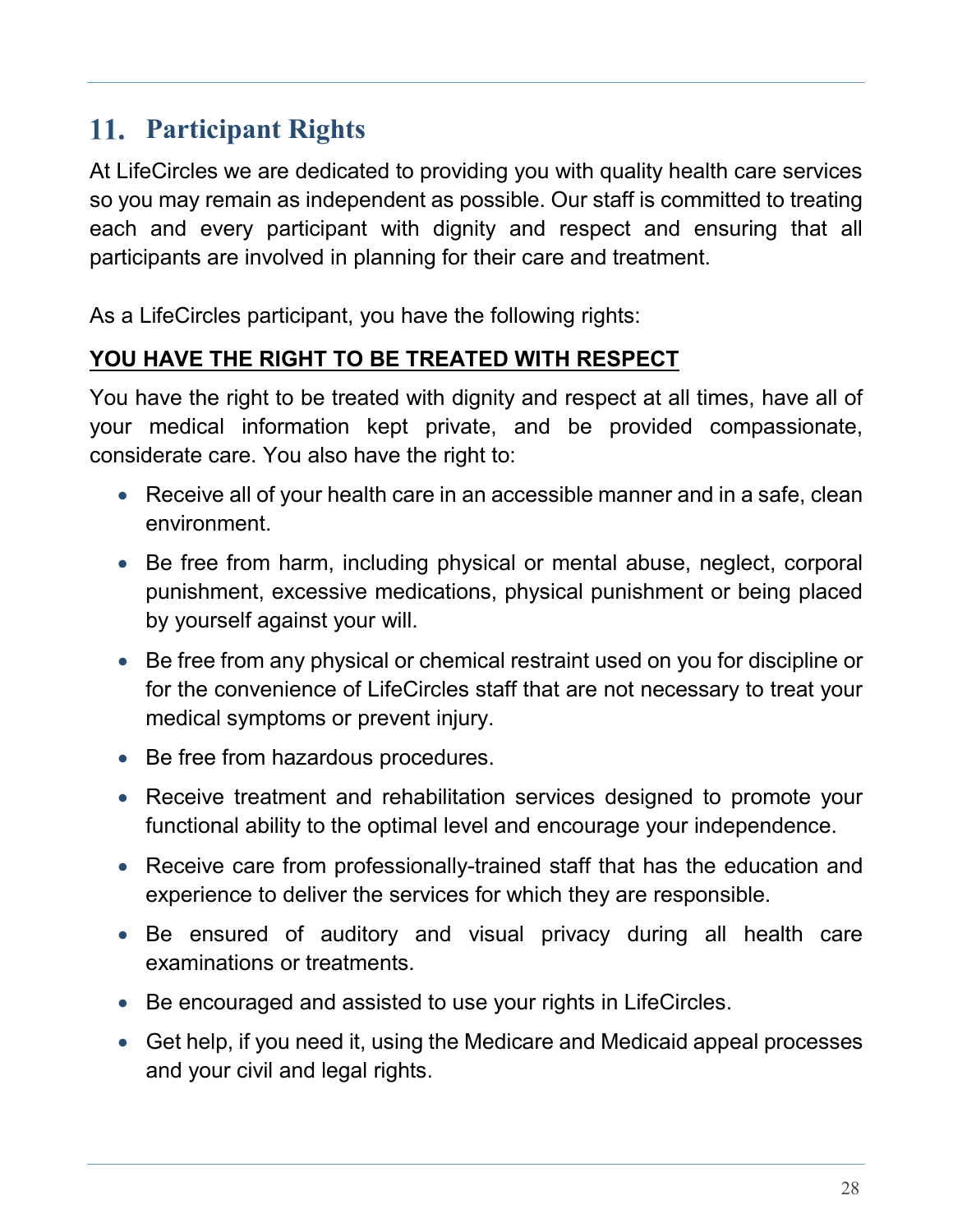## 11. Participant Rights

At LifeCircles we are dedicated to providing you with quality health care services so you may remain as independent as possible. Our staff is committed to treating each and every participant with dignity and respect and ensuring that all participants are involved in planning for their care and treatment.

As a LifeCircles participant, you have the following rights:

**YOU HAVE THE RIGHT TO BE TREATED WITH RESPECT**

You have the right to be treated with dignity and respect at all times, have all of your medical information kept private, and be provided compassionate, considerate care. You also have the right to:

- Receive all of your health care in an accessible manner and in a safe, clean environment.
- Be free from harm, including physical or mental abuse, neglect, corporal punishment, excessive medications, physical punishment or being placed by yourself against your will.
- Be free from any physical or chemical restraint used on you for discipline or for the convenience of LifeCircles staff that are not necessary to treat your medical symptoms or prevent injury.
- Be free from hazardous procedures.
- Receive treatment and rehabilitation services designed to promote your functional ability to the optimal level and encourage your independence.
- Receive care from professionally-trained staff that has the education and experience to deliver the services for which they are responsible.
- Be ensured of auditory and visual privacy during all health care examinations or treatments.
- Be encouraged and assisted to use your rights in LifeCircles.
- Get help, if you need it, using the Medicare and Medicaid appeal processes and your civil and legal rights.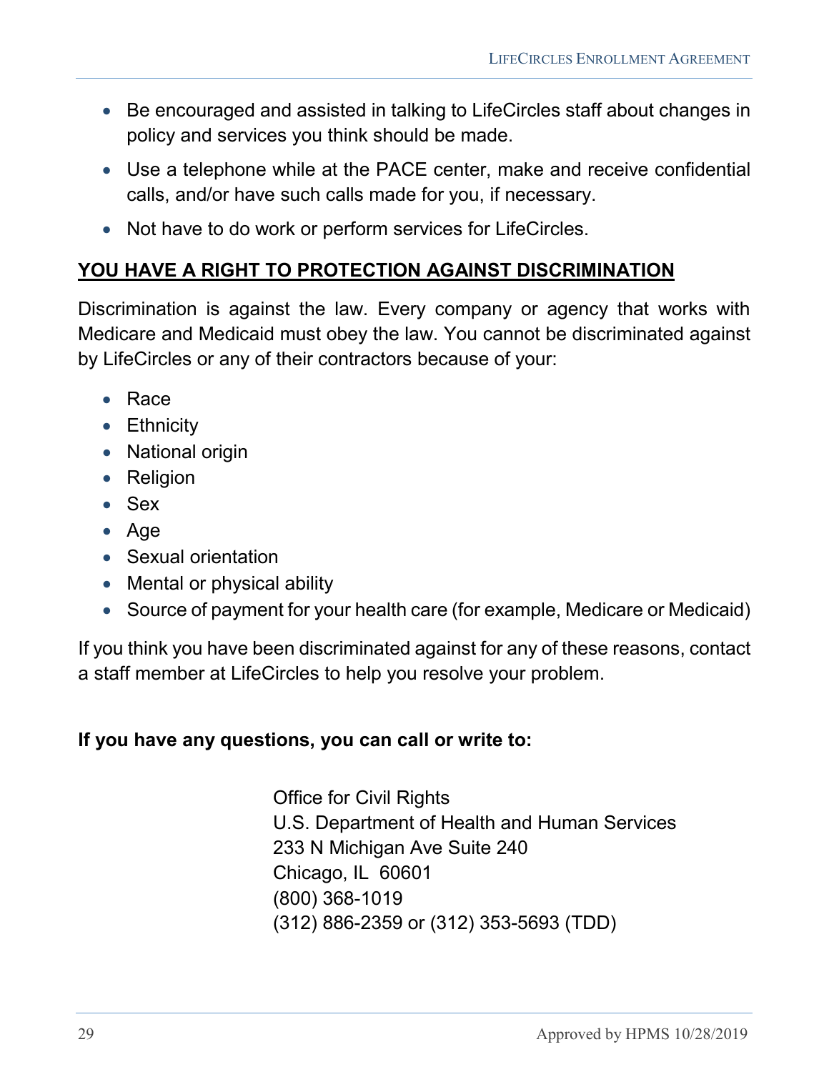- Be encouraged and assisted in talking to LifeCircles staff about changes in policy and services you think should be made.
- Use a telephone while at the PACE center, make and receive confidential calls, and/or have such calls made for you, if necessary.
- Not have to do work or perform services for LifeCircles.

## YOU HAVE A RIGHT TO PROTECTION AGAINST DISCRIMINATION

Discrimination is against the law. Every company or agency that works with Medicare and Medicaid must obey the law. You cannot be discriminated against by LifeCircles or any of their contractors because of your:

- Race
- Ethnicity
- National origin
- Religion
- Sex
- Age
- Sexual orientation
- Mental or physical ability
- Source of payment for your health care (for example, Medicare or Medicaid)

If you think you have been discriminated against for any of these reasons, contact a staff member at LifeCircles to help you resolve your problem.

**If you have any questions, you can call or write to:**

Office for Civil Rights
U.S. Department of Health and Human Services
233 N Michigan Ave Suite 240
Chicago, IL 60601
(800) 368-1019
(312) 886-2359 or (312) 353-5693 (TDD)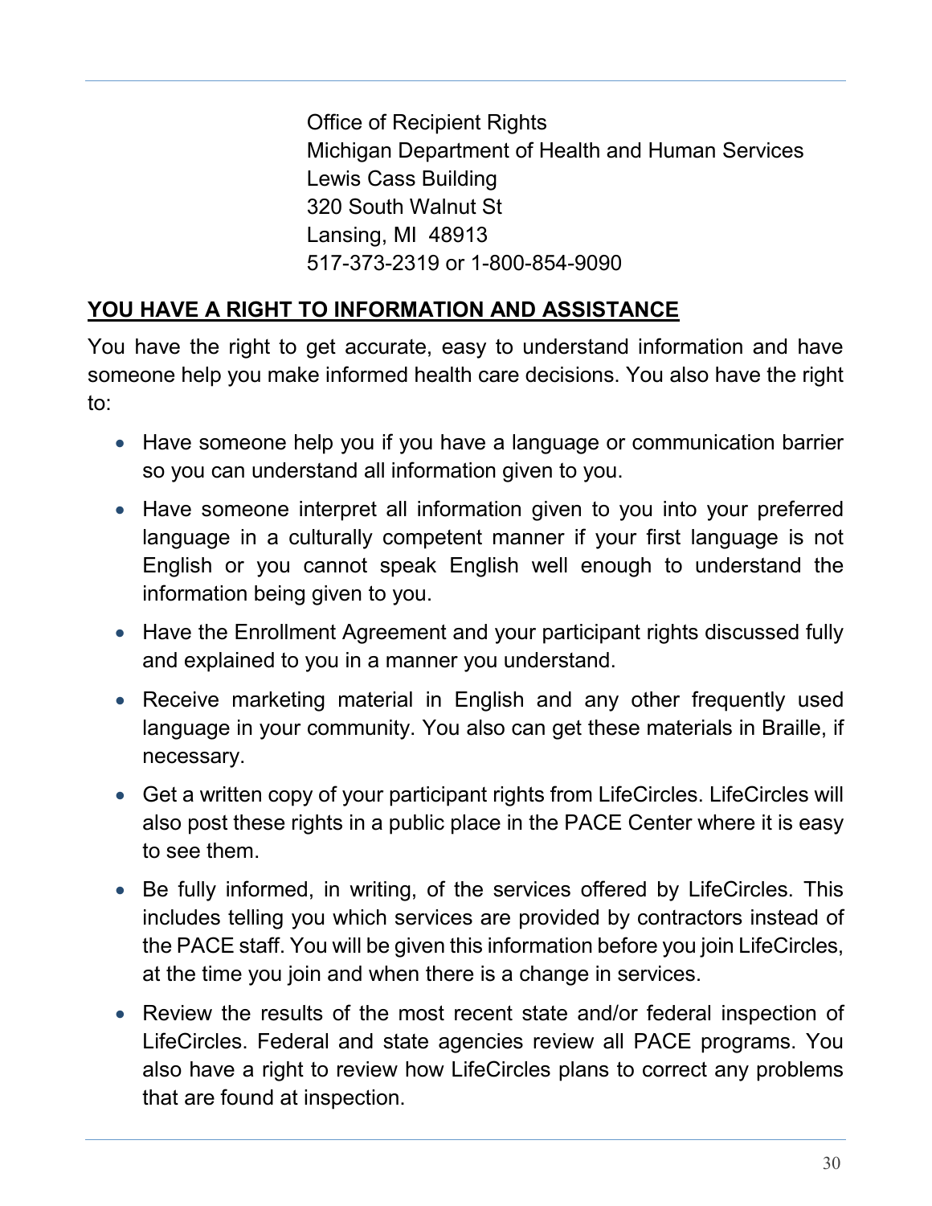Office of Recipient Rights
Michigan Department of Health and Human Services
Lewis Cass Building
320 South Walnut St
Lansing, MI 48913
517-373-2319 or 1-800-854-9090

**YOU HAVE A RIGHT TO INFORMATION AND ASSISTANCE**

You have the right to get accurate, easy to understand information and have someone help you make informed health care decisions. You also have the right to:

- Have someone help you if you have a language or communication barrier so you can understand all information given to you.
- Have someone interpret all information given to you into your preferred language in a culturally competent manner if your first language is not English or you cannot speak English well enough to understand the information being given to you.
- Have the Enrollment Agreement and your participant rights discussed fully and explained to you in a manner you understand.
- Receive marketing material in English and any other frequently used language in your community. You also can get these materials in Braille, if necessary.
- Get a written copy of your participant rights from LifeCircles. LifeCircles will also post these rights in a public place in the PACE Center where it is easy to see them.
- Be fully informed, in writing, of the services offered by LifeCircles. This includes telling you which services are provided by contractors instead of the PACE staff. You will be given this information before you join LifeCircles, at the time you join and when there is a change in services.
- Review the results of the most recent state and/or federal inspection of LifeCircles. Federal and state agencies review all PACE programs. You also have a right to review how LifeCircles plans to correct any problems that are found at inspection.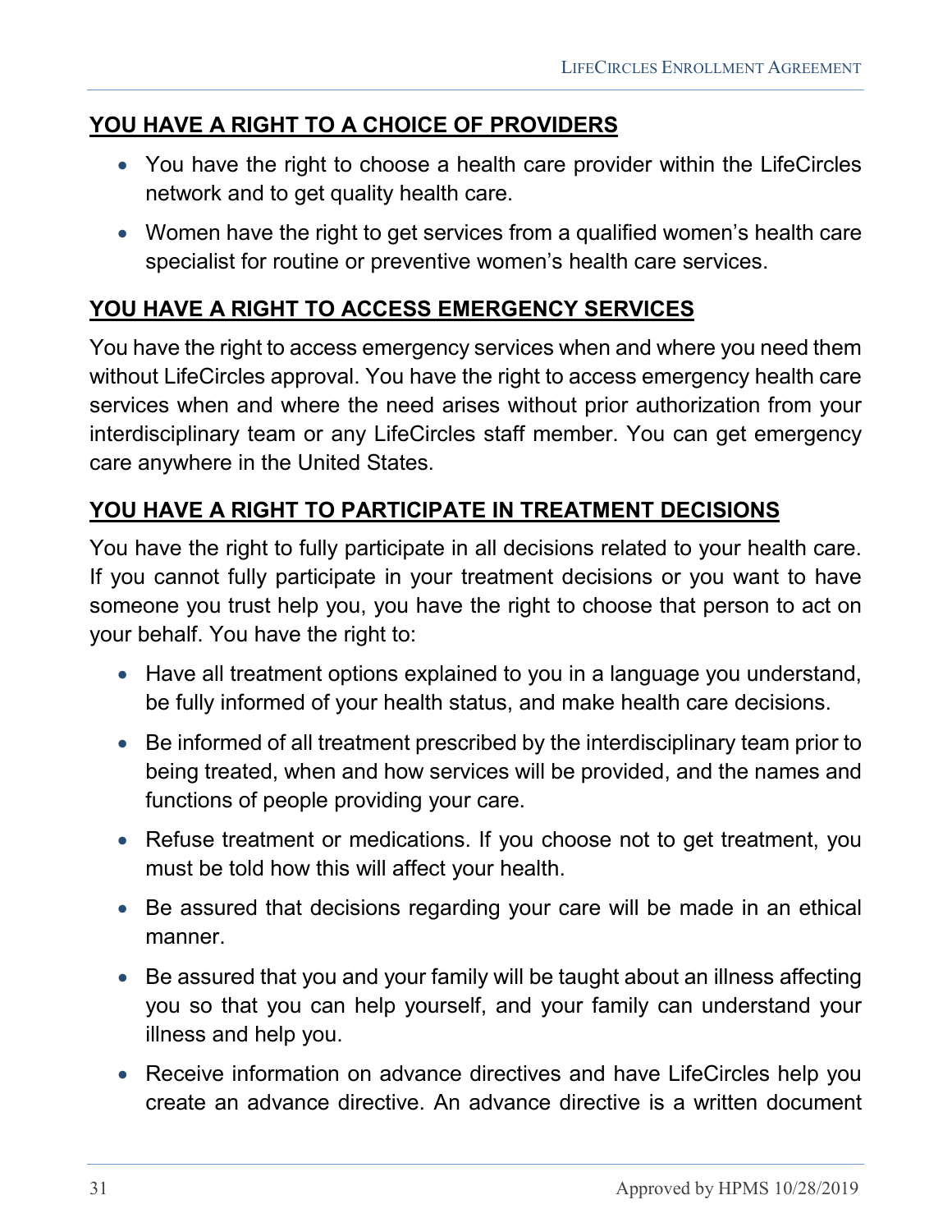## YOU HAVE A RIGHT TO A CHOICE OF PROVIDERS

- You have the right to choose a health care provider within the LifeCircles network and to get quality health care.
- Women have the right to get services from a qualified women's health care specialist for routine or preventive women's health care services.

## YOU HAVE A RIGHT TO ACCESS EMERGENCY SERVICES

You have the right to access emergency services when and where you need them without LifeCircles approval. You have the right to access emergency health care services when and where the need arises without prior authorization from your interdisciplinary team or any LifeCircles staff member. You can get emergency care anywhere in the United States.

## YOU HAVE A RIGHT TO PARTICIPATE IN TREATMENT DECISIONS

You have the right to fully participate in all decisions related to your health care. If you cannot fully participate in your treatment decisions or you want to have someone you trust help you, you have the right to choose that person to act on your behalf. You have the right to:

- Have all treatment options explained to you in a language you understand, be fully informed of your health status, and make health care decisions.
- Be informed of all treatment prescribed by the interdisciplinary team prior to being treated, when and how services will be provided, and the names and functions of people providing your care.
- Refuse treatment or medications. If you choose not to get treatment, you must be told how this will affect your health.
- Be assured that decisions regarding your care will be made in an ethical manner.
- Be assured that you and your family will be taught about an illness affecting you so that you can help yourself, and your family can understand your illness and help you.
- Receive information on advance directives and have LifeCircles help you create an advance directive. An advance directive is a written document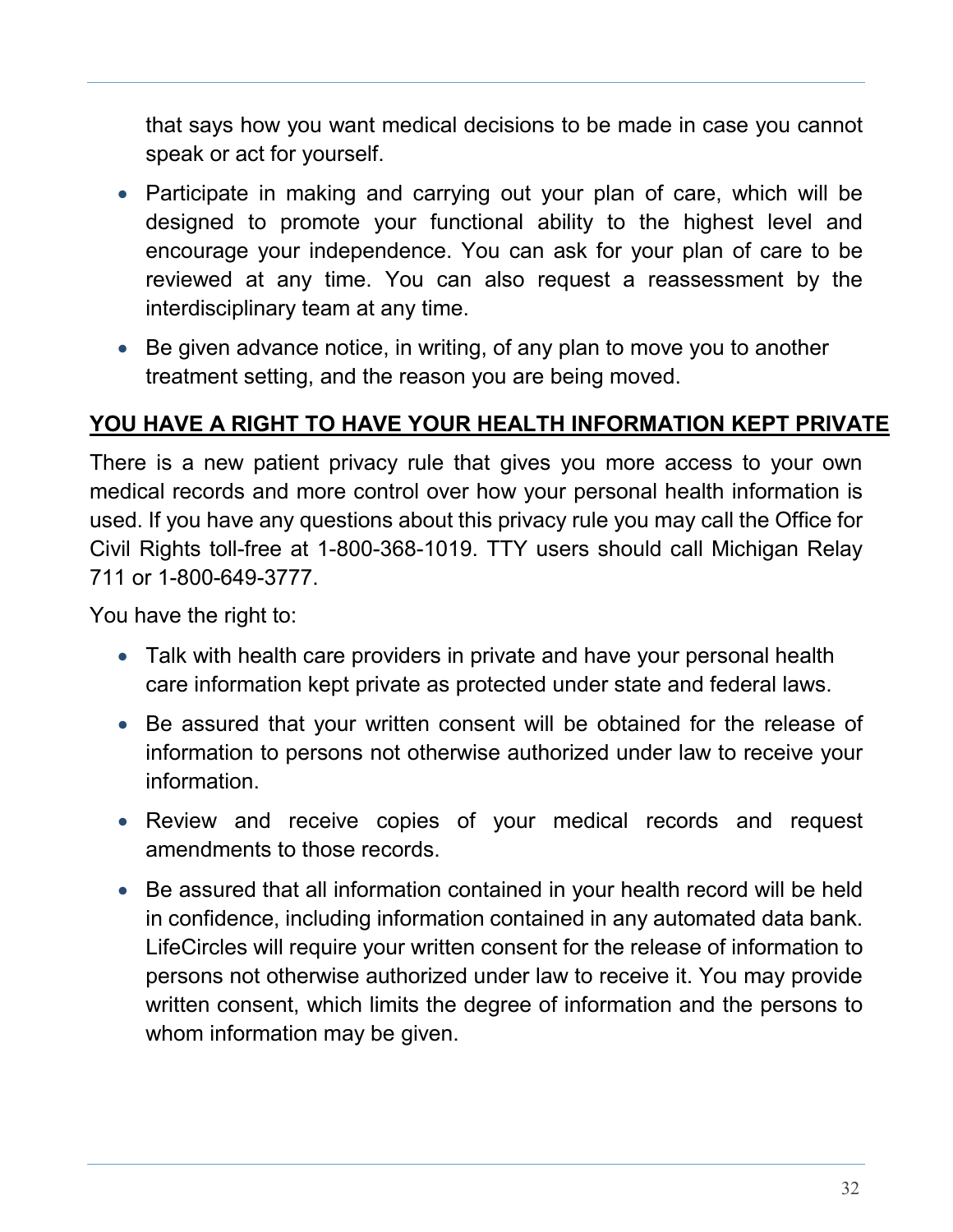that says how you want medical decisions to be made in case you cannot speak or act for yourself.

- Participate in making and carrying out your plan of care, which will be designed to promote your functional ability to the highest level and encourage your independence. You can ask for your plan of care to be reviewed at any time. You can also request a reassessment by the interdisciplinary team at any time.
- Be given advance notice, in writing, of any plan to move you to another treatment setting, and the reason you are being moved.

## YOU HAVE A RIGHT TO HAVE YOUR HEALTH INFORMATION KEPT PRIVATE

There is a new patient privacy rule that gives you more access to your own medical records and more control over how your personal health information is used. If you have any questions about this privacy rule you may call the Office for Civil Rights toll-free at 1-800-368-1019. TTY users should call Michigan Relay 711 or 1-800-649-3777.

You have the right to:

- Talk with health care providers in private and have your personal health care information kept private as protected under state and federal laws.
- Be assured that your written consent will be obtained for the release of information to persons not otherwise authorized under law to receive your information.
- Review and receive copies of your medical records and request amendments to those records.
- Be assured that all information contained in your health record will be held in confidence, including information contained in any automated data bank. LifeCircles will require your written consent for the release of information to persons not otherwise authorized under law to receive it. You may provide written consent, which limits the degree of information and the persons to whom information may be given.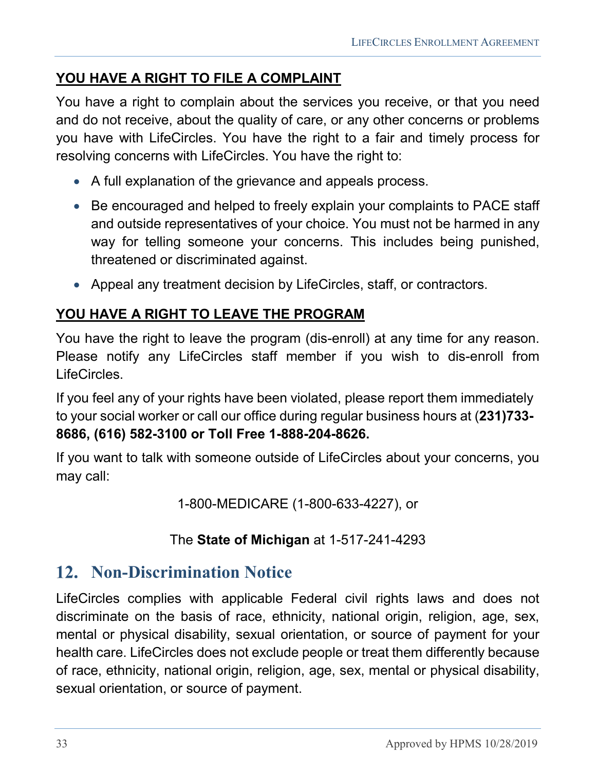### YOU HAVE A RIGHT TO FILE A COMPLAINT

You have a right to complain about the services you receive, or that you need and do not receive, about the quality of care, or any other concerns or problems you have with LifeCircles. You have the right to a fair and timely process for resolving concerns with LifeCircles. You have the right to:

- A full explanation of the grievance and appeals process.
- Be encouraged and helped to freely explain your complaints to PACE staff and outside representatives of your choice. You must not be harmed in any way for telling someone your concerns. This includes being punished, threatened or discriminated against.
- Appeal any treatment decision by LifeCircles, staff, or contractors.

### YOU HAVE A RIGHT TO LEAVE THE PROGRAM

You have the right to leave the program (dis-enroll) at any time for any reason. Please notify any LifeCircles staff member if you wish to dis-enroll from LifeCircles.

If you feel any of your rights have been violated, please report them immediately to your social worker or call our office during regular business hours at (**231)733-8686, (616) 582-3100 or Toll Free 1-888-204-8626.**

If you want to talk with someone outside of LifeCircles about your concerns, you may call:

1-800-MEDICARE (1-800-633-4227), or

The **State of Michigan** at 1-517-241-4293

## 12. Non-Discrimination Notice

LifeCircles complies with applicable Federal civil rights laws and does not discriminate on the basis of race, ethnicity, national origin, religion, age, sex, mental or physical disability, sexual orientation, or source of payment for your health care. LifeCircles does not exclude people or treat them differently because of race, ethnicity, national origin, religion, age, sex, mental or physical disability, sexual orientation, or source of payment.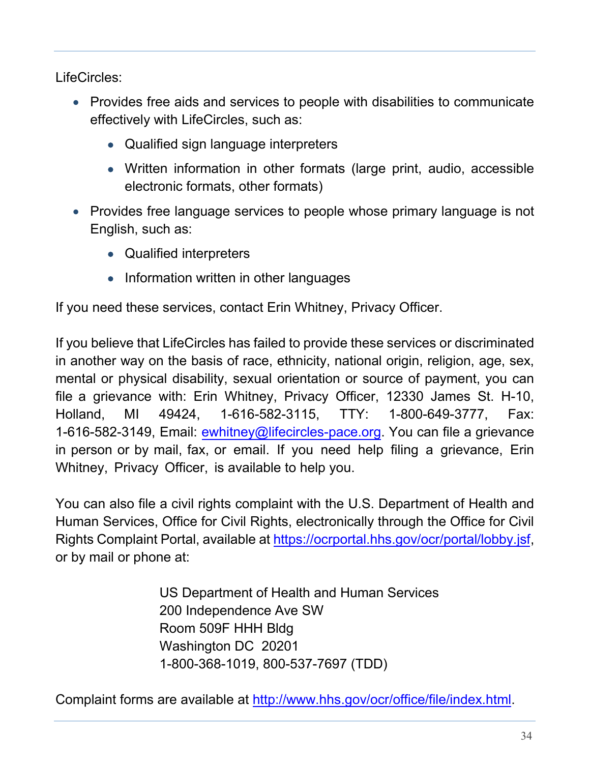LifeCircles:

- Provides free aids and services to people with disabilities to communicate effectively with LifeCircles, such as:
  - Qualified sign language interpreters
  - Written information in other formats (large print, audio, accessible electronic formats, other formats)
- Provides free language services to people whose primary language is not English, such as:
  - Qualified interpreters
  - Information written in other languages

If you need these services, contact Erin Whitney, Privacy Officer.

If you believe that LifeCircles has failed to provide these services or discriminated in another way on the basis of race, ethnicity, national origin, religion, age, sex, mental or physical disability, sexual orientation or source of payment, you can file a grievance with: Erin Whitney, Privacy Officer, 12330 James St. H-10, Holland, MI 49424, 1-616-582-3115, TTY: 1-800-649-3777, Fax: 1-616-582-3149, Email: ewhitney@lifecircles-pace.org. You can file a grievance in person or by mail, fax, or email. If you need help filing a grievance, Erin Whitney, Privacy Officer, is available to help you.

You can also file a civil rights complaint with the U.S. Department of Health and Human Services, Office for Civil Rights, electronically through the Office for Civil Rights Complaint Portal, available at https://ocrportal.hhs.gov/ocr/portal/lobby.jsf, or by mail or phone at:

US Department of Health and Human Services
200 Independence Ave SW
Room 509F HHH Bldg
Washington DC 20201
1-800-368-1019, 800-537-7697 (TDD)

Complaint forms are available at http://www.hhs.gov/ocr/office/file/index.html.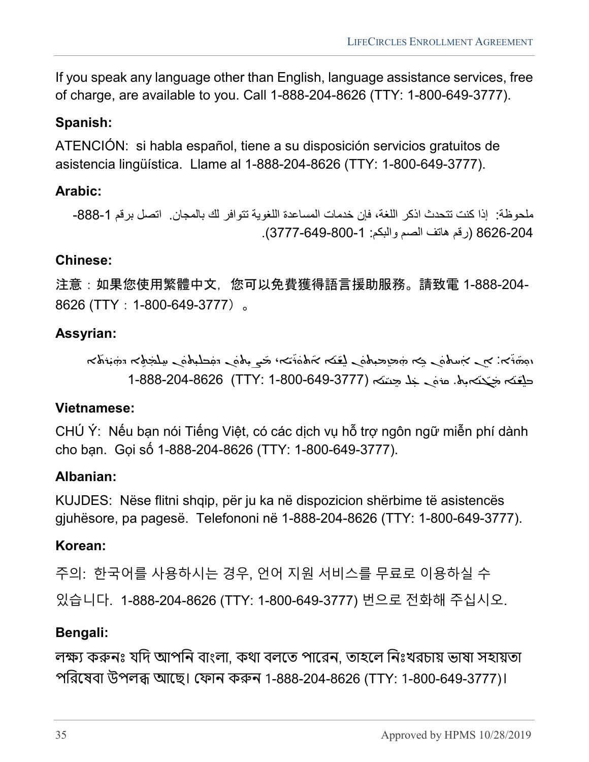If you speak any language other than English, language assistance services, free of charge, are available to you. Call 1-888-204-8626 (TTY: 1-800-649-3777).

**Spanish:**

ATENCIÓN: si habla español, tiene a su disposición servicios gratuitos de asistencia lingüística. Llame al 1-888-204-8626 (TTY: 1-800-649-3777).

**Arabic:**

ملحوظة: إذا كنت تتحدث اذكر اللغة، فإن خدمات المساعدة اللغوية تتوافر لك بالمجان. اتصل برقم 1-888-204-8626 (رقم هاتف الصم والبكم: 1-800-649-3777).

**Chinese:**

注意：如果您使用繁體中文，您可以免費獲得語言援助服務。請致電 1-888-204-8626 (TTY：1-800-649-3777）。

**Assyrian:**

ܙܘܗܪܐ: ܐܢ ܐܢܬ ܝܘܬ ܡܗܡܙܡܢܬ ܠܫܢܐ ܐܬܘܪܝܐ، ܟܐ ܐܬܝܠܘܟ ܚܫܒܝܬܐ ܕܗܝܪܬܐ ܒܠܫܢܐ ܡܓܢܢܐܝܬ. ܩܪܝ ܥܠ ܡܢܝܢܐ 1-888-204-8626 (TTY: 1-800-649-3777)

**Vietnamese:**

CHÚ Ý: Nếu bạn nói Tiếng Việt, có các dịch vụ hỗ trợ ngôn ngữ miễn phí dành cho bạn. Gọi số 1-888-204-8626 (TTY: 1-800-649-3777).

**Albanian:**

KUJDES: Nëse flitni shqip, për ju ka në dispozicion shërbime të asistencës gjuhësore, pa pagesë. Telefononi në 1-888-204-8626 (TTY: 1-800-649-3777).

**Korean:**

주의: 한국어를 사용하시는 경우, 언어 지원 서비스를 무료로 이용하실 수 있습니다. 1-888-204-8626 (TTY: 1-800-649-3777) 번으로 전화해 주십시오.

**Bengali:**

লক্ষ্য করুনঃ যদি আপনি বাংলা, কথা বলতে পারেন, তাহলে নিঃখরচায় ভাষা সহায়তা পরিষেবা উপলব্ধ আছে। ফোন করুন 1-888-204-8626 (TTY: 1-800-649-3777)।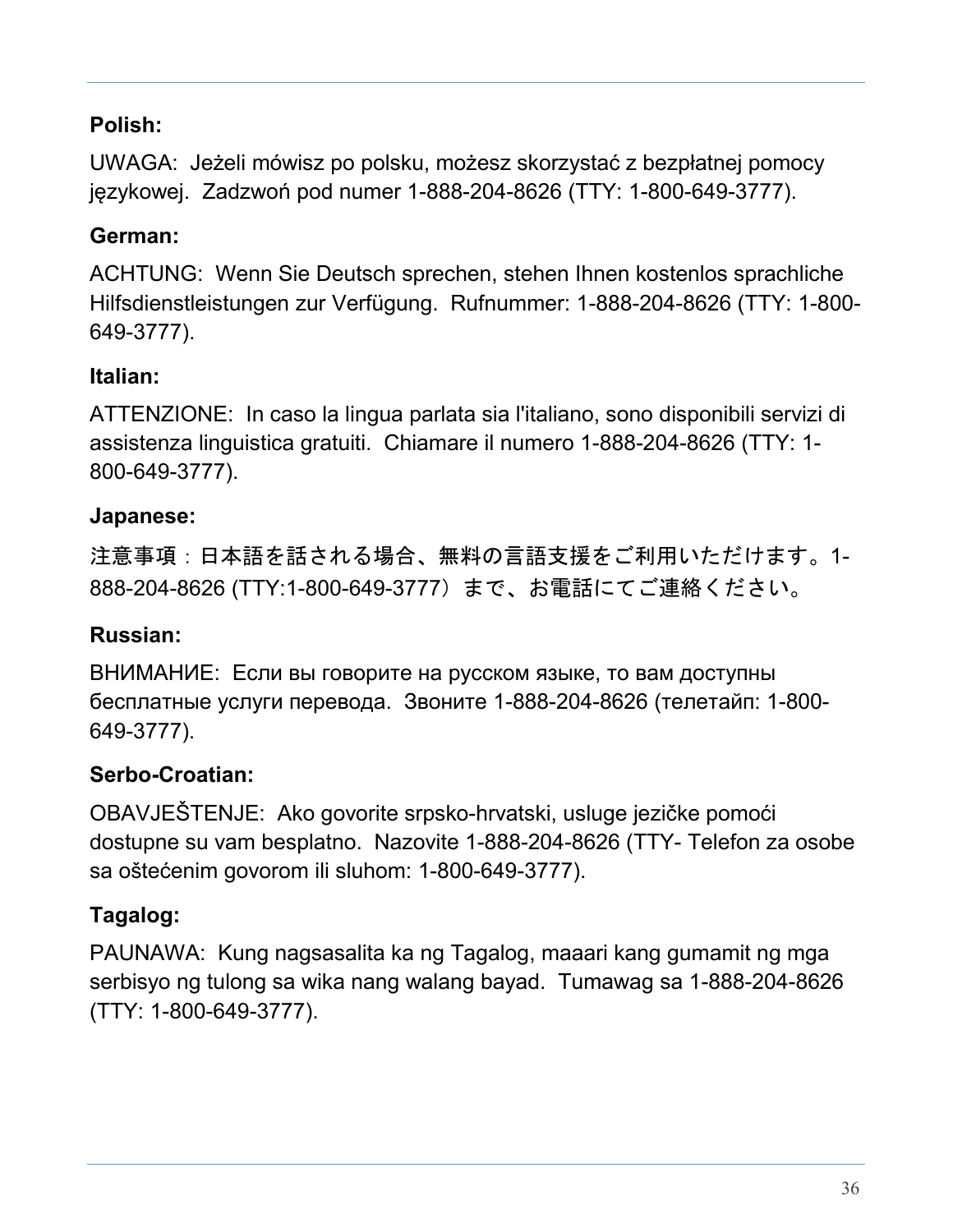**Polish:**

UWAGA:  Jeżeli mówisz po polsku, możesz skorzystać z bezpłatnej pomocy językowej.  Zadzwoń pod numer 1-888-204-8626 (TTY: 1-800-649-3777).

**German:**

ACHTUNG:  Wenn Sie Deutsch sprechen, stehen Ihnen kostenlos sprachliche Hilfsdienstleistungen zur Verfügung.  Rufnummer: 1-888-204-8626 (TTY: 1-800-649-3777).

**Italian:**

ATTENZIONE:  In caso la lingua parlata sia l'italiano, sono disponibili servizi di assistenza linguistica gratuiti.  Chiamare il numero 1-888-204-8626 (TTY: 1-800-649-3777).

**Japanese:**

注意事項：日本語を話される場合、無料の言語支援をご利用いただけます。1-888-204-8626 (TTY:1-800-649-3777）まで、お電話にてご連絡ください。

**Russian:**

ВНИМАНИЕ:  Если вы говорите на русском языке, то вам доступны бесплатные услуги перевода.  Звоните 1-888-204-8626 (телетайп: 1-800-649-3777).

**Serbo-Croatian:**

OBAVJEŠTENJE:  Ako govorite srpsko-hrvatski, usluge jezičke pomoći dostupne su vam besplatno.  Nazovite 1-888-204-8626 (TTY- Telefon za osobe sa oštećenim govorom ili sluhom: 1-800-649-3777).

**Tagalog:**

PAUNAWA:  Kung nagsasalita ka ng Tagalog, maaari kang gumamit ng mga serbisyo ng tulong sa wika nang walang bayad.  Tumawag sa 1-888-204-8626 (TTY: 1-800-649-3777).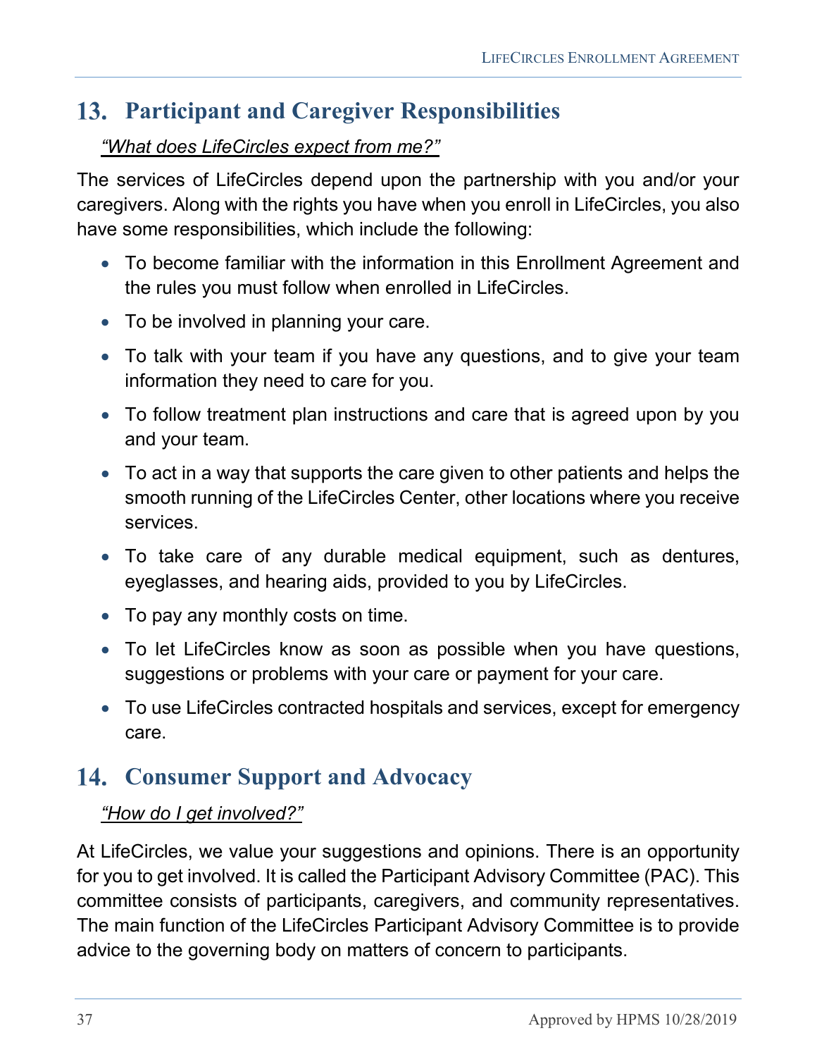## 13. Participant and Caregiver Responsibilities

*"What does LifeCircles expect from me?"*

The services of LifeCircles depend upon the partnership with you and/or your caregivers. Along with the rights you have when you enroll in LifeCircles, you also have some responsibilities, which include the following:

- To become familiar with the information in this Enrollment Agreement and the rules you must follow when enrolled in LifeCircles.
- To be involved in planning your care.
- To talk with your team if you have any questions, and to give your team information they need to care for you.
- To follow treatment plan instructions and care that is agreed upon by you and your team.
- To act in a way that supports the care given to other patients and helps the smooth running of the LifeCircles Center, other locations where you receive services.
- To take care of any durable medical equipment, such as dentures, eyeglasses, and hearing aids, provided to you by LifeCircles.
- To pay any monthly costs on time.
- To let LifeCircles know as soon as possible when you have questions, suggestions or problems with your care or payment for your care.
- To use LifeCircles contracted hospitals and services, except for emergency care.

## 14. Consumer Support and Advocacy

*"How do I get involved?"*

At LifeCircles, we value your suggestions and opinions. There is an opportunity for you to get involved. It is called the Participant Advisory Committee (PAC). This committee consists of participants, caregivers, and community representatives. The main function of the LifeCircles Participant Advisory Committee is to provide advice to the governing body on matters of concern to participants.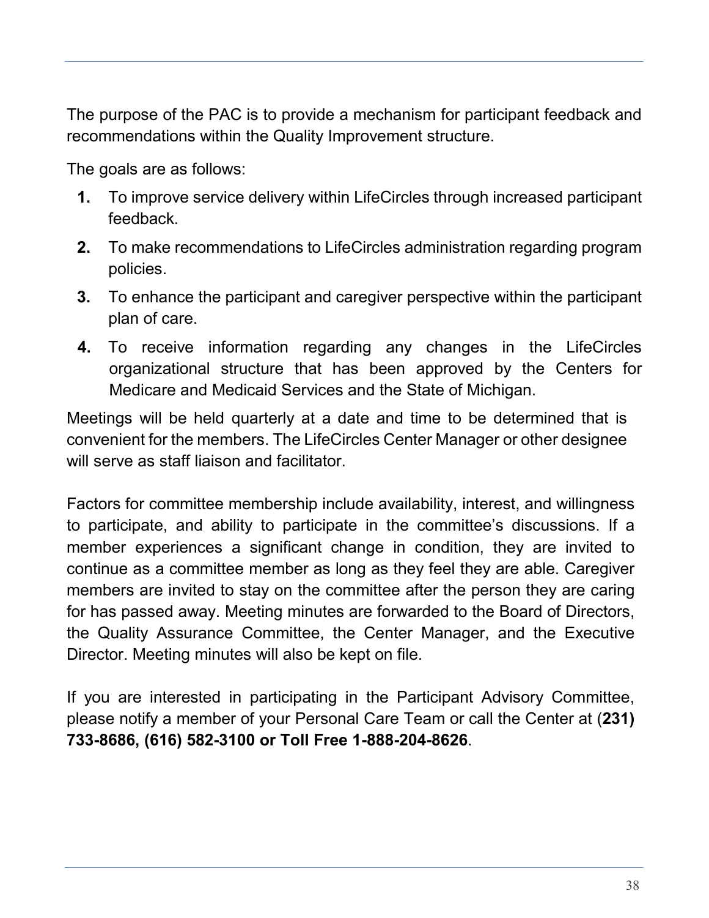The purpose of the PAC is to provide a mechanism for participant feedback and recommendations within the Quality Improvement structure.

The goals are as follows:

1. To improve service delivery within LifeCircles through increased participant feedback.
2. To make recommendations to LifeCircles administration regarding program policies.
3. To enhance the participant and caregiver perspective within the participant plan of care.
4. To receive information regarding any changes in the LifeCircles organizational structure that has been approved by the Centers for Medicare and Medicaid Services and the State of Michigan.

Meetings will be held quarterly at a date and time to be determined that is convenient for the members. The LifeCircles Center Manager or other designee will serve as staff liaison and facilitator.

Factors for committee membership include availability, interest, and willingness to participate, and ability to participate in the committee's discussions. If a member experiences a significant change in condition, they are invited to continue as a committee member as long as they feel they are able. Caregiver members are invited to stay on the committee after the person they are caring for has passed away. Meeting minutes are forwarded to the Board of Directors, the Quality Assurance Committee, the Center Manager, and the Executive Director. Meeting minutes will also be kept on file.

If you are interested in participating in the Participant Advisory Committee, please notify a member of your Personal Care Team or call the Center at (**231) 733-8686, (616) 582-3100 or Toll Free 1-888-204-8626**.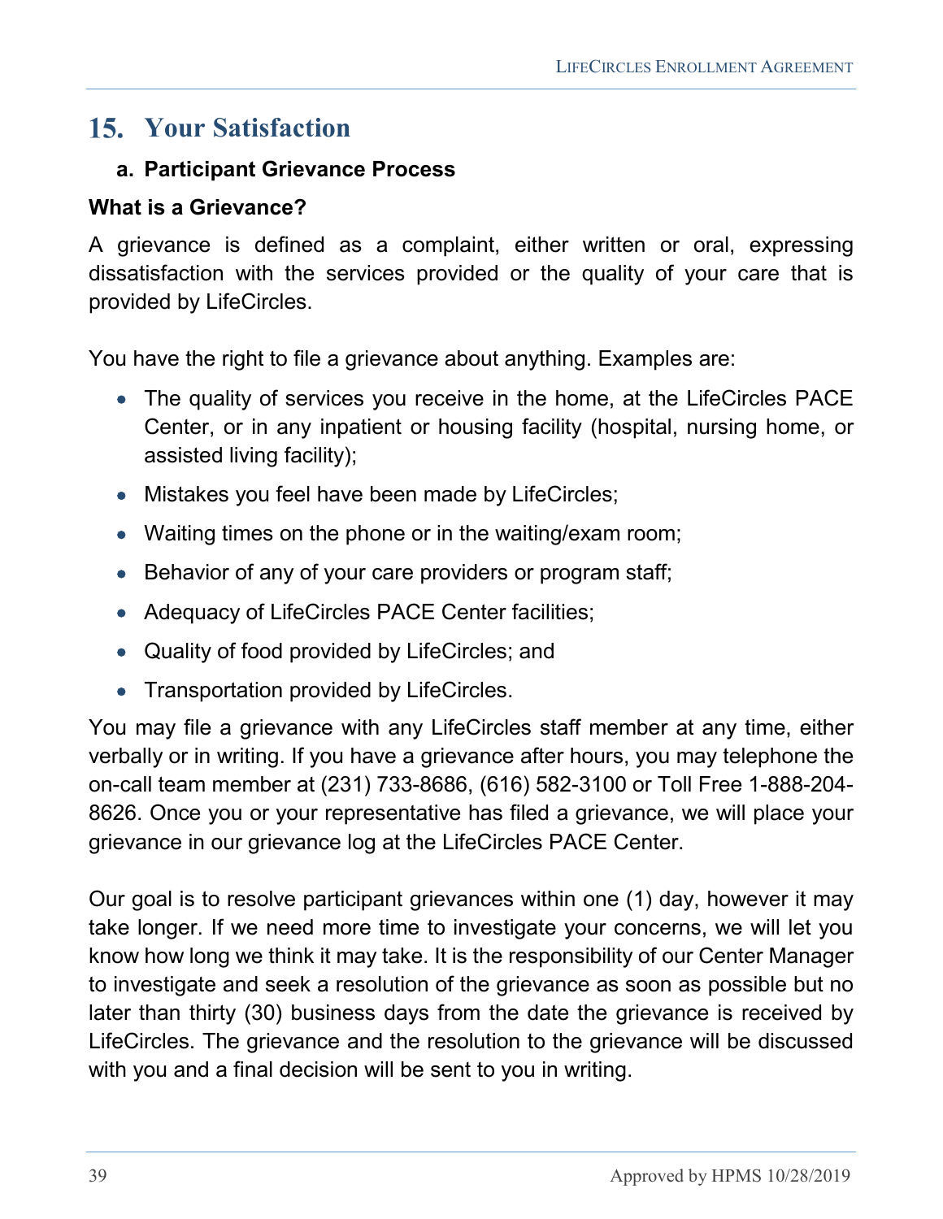# 15. Your Satisfaction

## a. Participant Grievance Process

### What is a Grievance?

A grievance is defined as a complaint, either written or oral, expressing dissatisfaction with the services provided or the quality of your care that is provided by LifeCircles.

You have the right to file a grievance about anything. Examples are:

- The quality of services you receive in the home, at the LifeCircles PACE Center, or in any inpatient or housing facility (hospital, nursing home, or assisted living facility);
- Mistakes you feel have been made by LifeCircles;
- Waiting times on the phone or in the waiting/exam room;
- Behavior of any of your care providers or program staff;
- Adequacy of LifeCircles PACE Center facilities;
- Quality of food provided by LifeCircles; and
- Transportation provided by LifeCircles.

You may file a grievance with any LifeCircles staff member at any time, either verbally or in writing. If you have a grievance after hours, you may telephone the on-call team member at (231) 733-8686, (616) 582-3100 or Toll Free 1-888-204-8626. Once you or your representative has filed a grievance, we will place your grievance in our grievance log at the LifeCircles PACE Center.

Our goal is to resolve participant grievances within one (1) day, however it may take longer. If we need more time to investigate your concerns, we will let you know how long we think it may take. It is the responsibility of our Center Manager to investigate and seek a resolution of the grievance as soon as possible but no later than thirty (30) business days from the date the grievance is received by LifeCircles. The grievance and the resolution to the grievance will be discussed with you and a final decision will be sent to you in writing.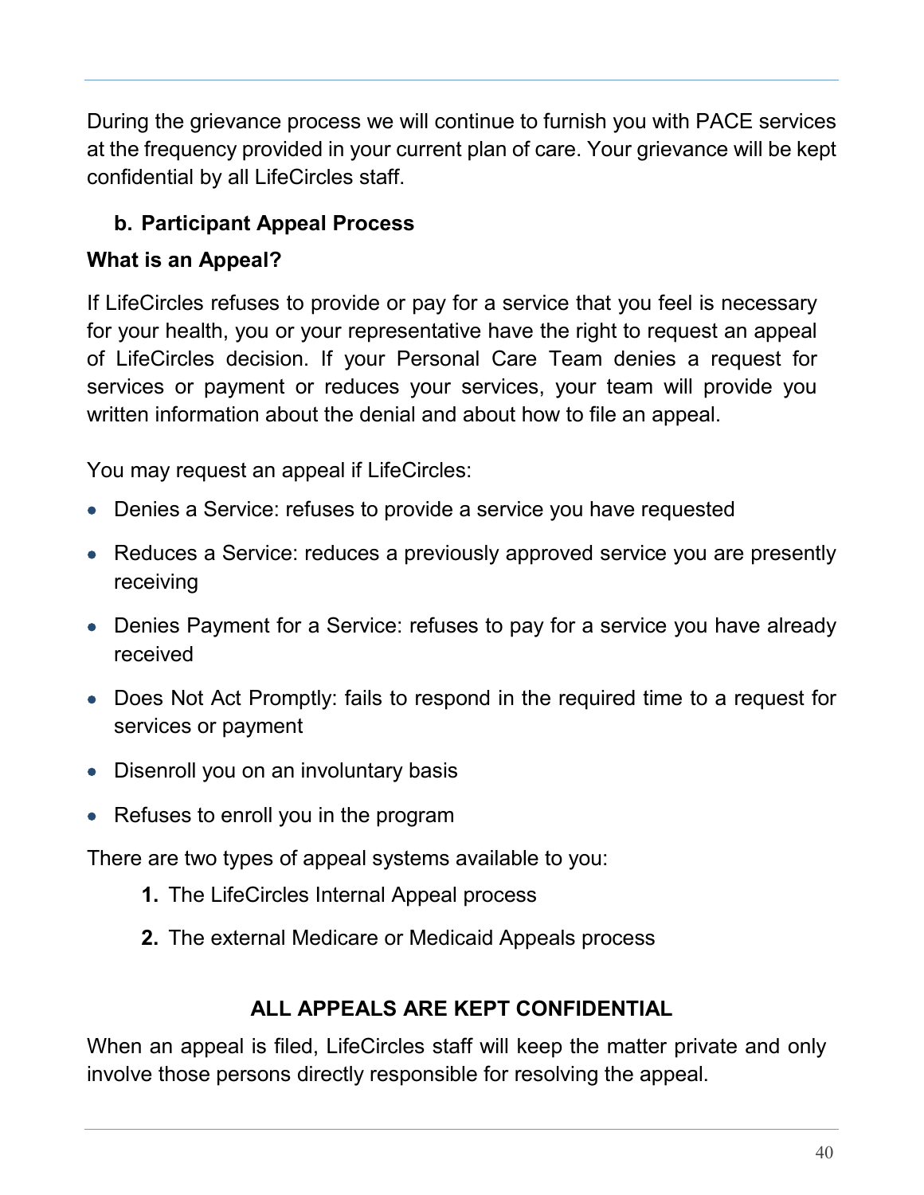During the grievance process we will continue to furnish you with PACE services at the frequency provided in your current plan of care. Your grievance will be kept confidential by all LifeCircles staff.

### b. Participant Appeal Process

**What is an Appeal?**

If LifeCircles refuses to provide or pay for a service that you feel is necessary for your health, you or your representative have the right to request an appeal of LifeCircles decision. If your Personal Care Team denies a request for services or payment or reduces your services, your team will provide you written information about the denial and about how to file an appeal.

You may request an appeal if LifeCircles:

- Denies a Service: refuses to provide a service you have requested
- Reduces a Service: reduces a previously approved service you are presently receiving
- Denies Payment for a Service: refuses to pay for a service you have already received
- Does Not Act Promptly: fails to respond in the required time to a request for services or payment
- Disenroll you on an involuntary basis
- Refuses to enroll you in the program

There are two types of appeal systems available to you:

1. The LifeCircles Internal Appeal process
2. The external Medicare or Medicaid Appeals process

**ALL APPEALS ARE KEPT CONFIDENTIAL**

When an appeal is filed, LifeCircles staff will keep the matter private and only involve those persons directly responsible for resolving the appeal.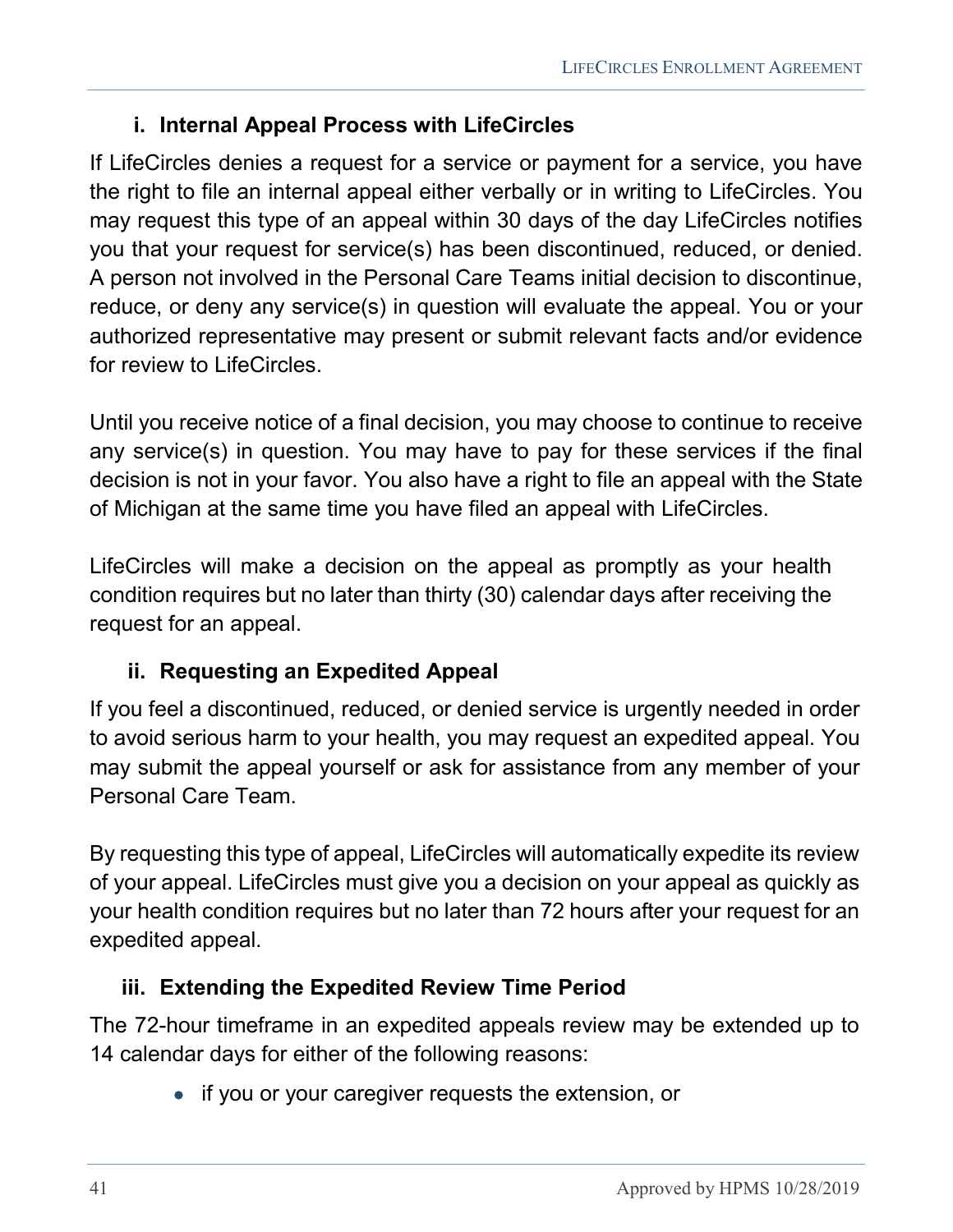### i. Internal Appeal Process with LifeCircles

If LifeCircles denies a request for a service or payment for a service, you have the right to file an internal appeal either verbally or in writing to LifeCircles. You may request this type of an appeal within 30 days of the day LifeCircles notifies you that your request for service(s) has been discontinued, reduced, or denied. A person not involved in the Personal Care Teams initial decision to discontinue, reduce, or deny any service(s) in question will evaluate the appeal. You or your authorized representative may present or submit relevant facts and/or evidence for review to LifeCircles.

Until you receive notice of a final decision, you may choose to continue to receive any service(s) in question. You may have to pay for these services if the final decision is not in your favor. You also have a right to file an appeal with the State of Michigan at the same time you have filed an appeal with LifeCircles.

LifeCircles will make a decision on the appeal as promptly as your health condition requires but no later than thirty (30) calendar days after receiving the request for an appeal.

### ii. Requesting an Expedited Appeal

If you feel a discontinued, reduced, or denied service is urgently needed in order to avoid serious harm to your health, you may request an expedited appeal. You may submit the appeal yourself or ask for assistance from any member of your Personal Care Team.

By requesting this type of appeal, LifeCircles will automatically expedite its review of your appeal. LifeCircles must give you a decision on your appeal as quickly as your health condition requires but no later than 72 hours after your request for an expedited appeal.

### iii. Extending the Expedited Review Time Period

The 72-hour timeframe in an expedited appeals review may be extended up to 14 calendar days for either of the following reasons:

- if you or your caregiver requests the extension, or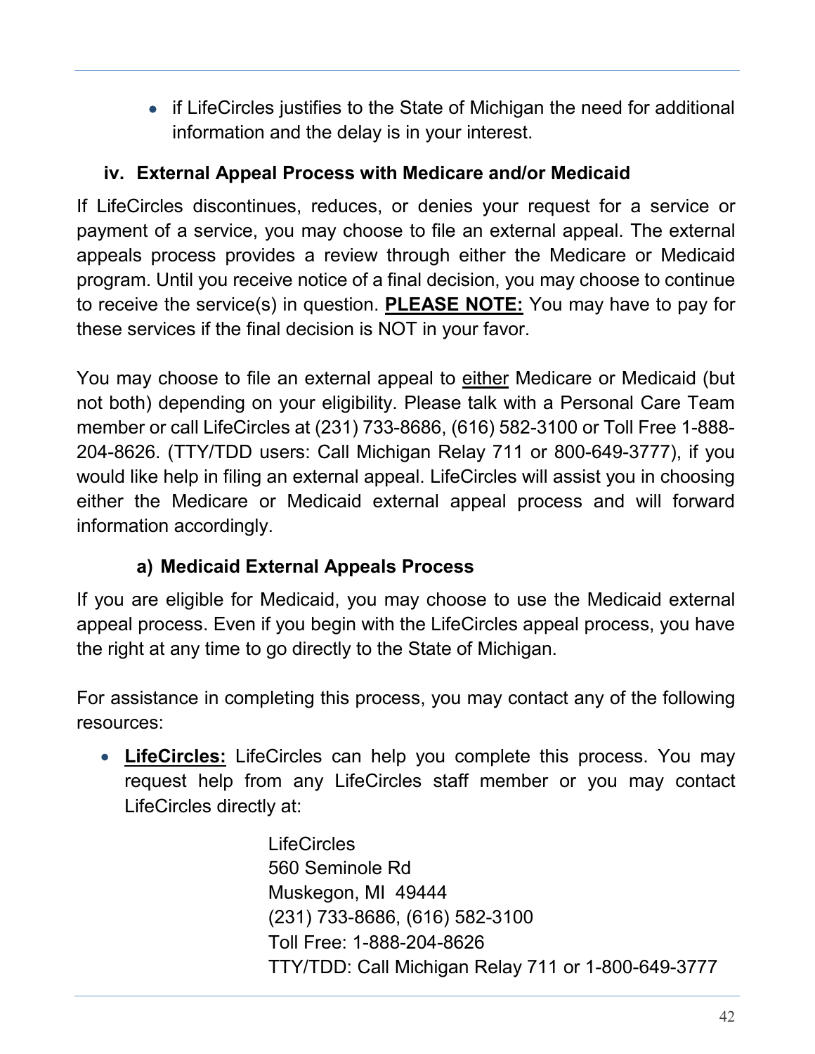- if LifeCircles justifies to the State of Michigan the need for additional information and the delay is in your interest.

### iv. External Appeal Process with Medicare and/or Medicaid

If LifeCircles discontinues, reduces, or denies your request for a service or payment of a service, you may choose to file an external appeal. The external appeals process provides a review through either the Medicare or Medicaid program. Until you receive notice of a final decision, you may choose to continue to receive the service(s) in question. **PLEASE NOTE:** You may have to pay for these services if the final decision is NOT in your favor.

You may choose to file an external appeal to either Medicare or Medicaid (but not both) depending on your eligibility. Please talk with a Personal Care Team member or call LifeCircles at (231) 733-8686, (616) 582-3100 or Toll Free 1-888-204-8626. (TTY/TDD users: Call Michigan Relay 711 or 800-649-3777), if you would like help in filing an external appeal. LifeCircles will assist you in choosing either the Medicare or Medicaid external appeal process and will forward information accordingly.

#### a) Medicaid External Appeals Process

If you are eligible for Medicaid, you may choose to use the Medicaid external appeal process. Even if you begin with the LifeCircles appeal process, you have the right at any time to go directly to the State of Michigan.

For assistance in completing this process, you may contact any of the following resources:

- **LifeCircles:** LifeCircles can help you complete this process. You may request help from any LifeCircles staff member or you may contact LifeCircles directly at:

  LifeCircles
  560 Seminole Rd
  Muskegon, MI 49444
  (231) 733-8686, (616) 582-3100
  Toll Free: 1-888-204-8626
  TTY/TDD: Call Michigan Relay 711 or 1-800-649-3777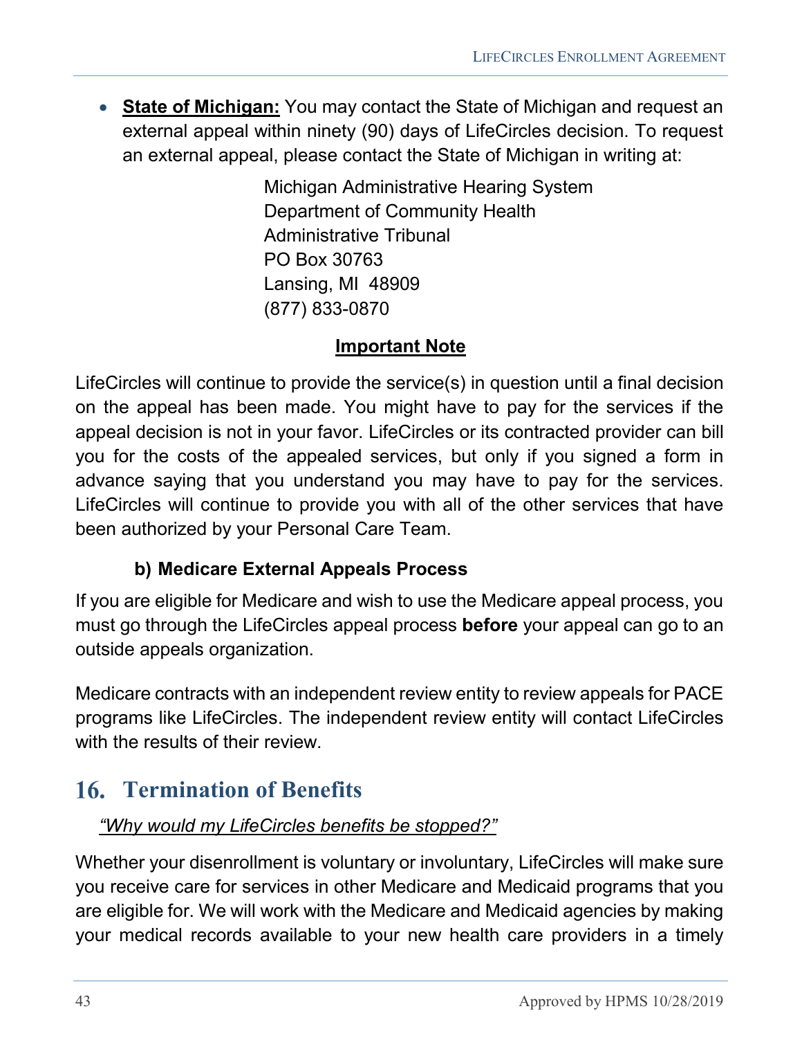- **State of Michigan:** You may contact the State of Michigan and request an external appeal within ninety (90) days of LifeCircles decision. To request an external appeal, please contact the State of Michigan in writing at:

  Michigan Administrative Hearing System
  Department of Community Health
  Administrative Tribunal
  PO Box 30763
  Lansing, MI 48909
  (877) 833-0870

**Important Note**

LifeCircles will continue to provide the service(s) in question until a final decision on the appeal has been made. You might have to pay for the services if the appeal decision is not in your favor. LifeCircles or its contracted provider can bill you for the costs of the appealed services, but only if you signed a form in advance saying that you understand you may have to pay for the services. LifeCircles will continue to provide you with all of the other services that have been authorized by your Personal Care Team.

### b) Medicare External Appeals Process

If you are eligible for Medicare and wish to use the Medicare appeal process, you must go through the LifeCircles appeal process **before** your appeal can go to an outside appeals organization.

Medicare contracts with an independent review entity to review appeals for PACE programs like LifeCircles. The independent review entity will contact LifeCircles with the results of their review.

## 16. Termination of Benefits

*"Why would my LifeCircles benefits be stopped?"*

Whether your disenrollment is voluntary or involuntary, LifeCircles will make sure you receive care for services in other Medicare and Medicaid programs that you are eligible for. We will work with the Medicare and Medicaid agencies by making your medical records available to your new health care providers in a timely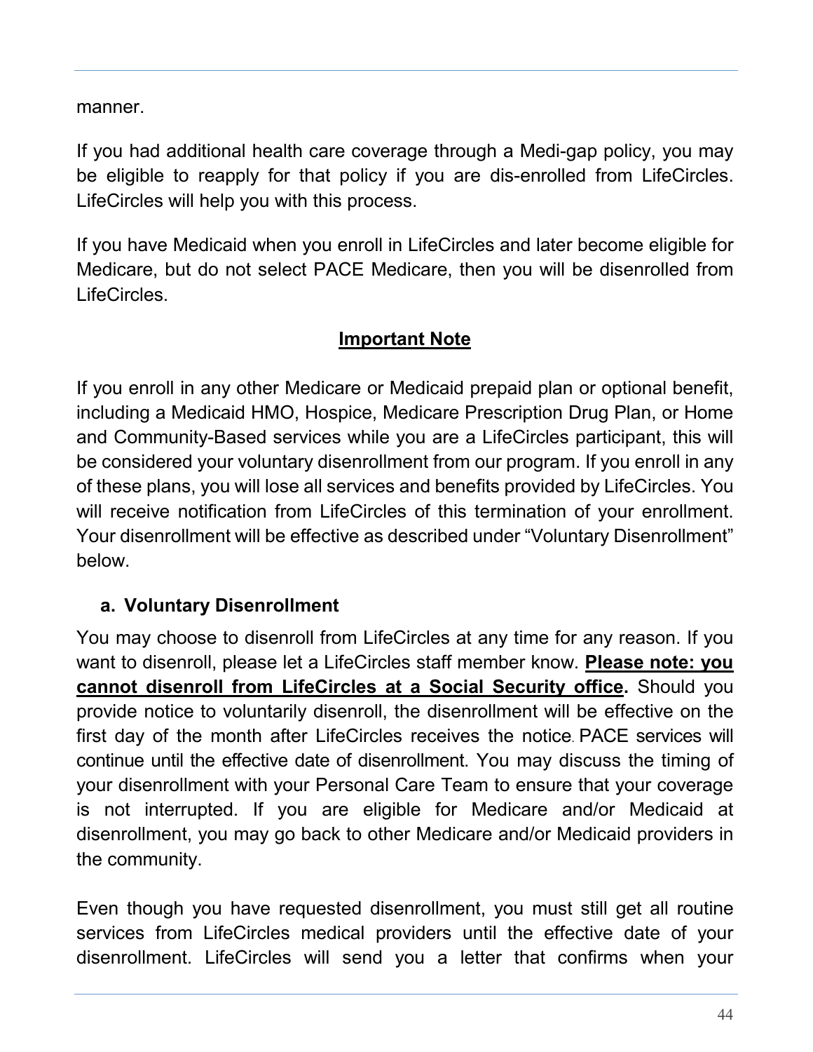manner.

If you had additional health care coverage through a Medi-gap policy, you may be eligible to reapply for that policy if you are dis-enrolled from LifeCircles. LifeCircles will help you with this process.

If you have Medicaid when you enroll in LifeCircles and later become eligible for Medicare, but do not select PACE Medicare, then you will be disenrolled from LifeCircles.

**Important Note**

If you enroll in any other Medicare or Medicaid prepaid plan or optional benefit, including a Medicaid HMO, Hospice, Medicare Prescription Drug Plan, or Home and Community-Based services while you are a LifeCircles participant, this will be considered your voluntary disenrollment from our program. If you enroll in any of these plans, you will lose all services and benefits provided by LifeCircles. You will receive notification from LifeCircles of this termination of your enrollment. Your disenrollment will be effective as described under "Voluntary Disenrollment" below.

### a. Voluntary Disenrollment

You may choose to disenroll from LifeCircles at any time for any reason. If you want to disenroll, please let a LifeCircles staff member know. **Please note: you cannot disenroll from LifeCircles at a Social Security office.** Should you provide notice to voluntarily disenroll, the disenrollment will be effective on the first day of the month after LifeCircles receives the notice. PACE services will continue until the effective date of disenrollment. You may discuss the timing of your disenrollment with your Personal Care Team to ensure that your coverage is not interrupted. If you are eligible for Medicare and/or Medicaid at disenrollment, you may go back to other Medicare and/or Medicaid providers in the community.

Even though you have requested disenrollment, you must still get all routine services from LifeCircles medical providers until the effective date of your disenrollment. LifeCircles will send you a letter that confirms when your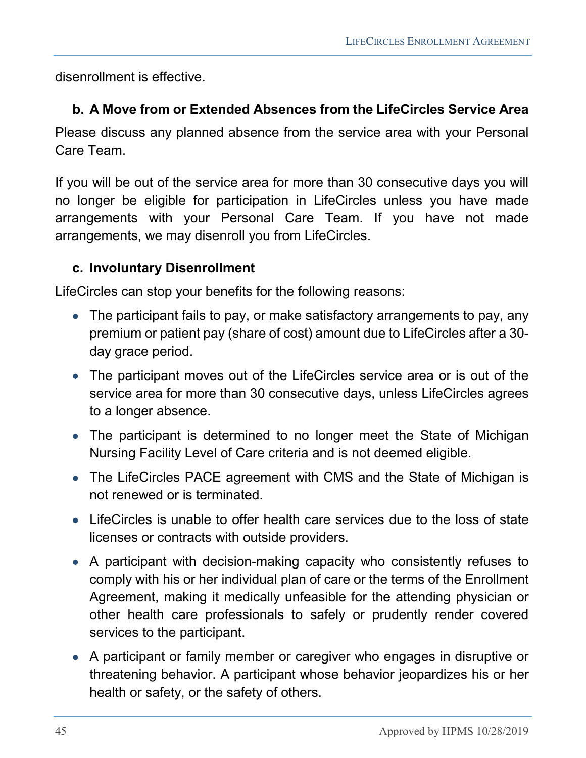disenrollment is effective.

### b. A Move from or Extended Absences from the LifeCircles Service Area

Please discuss any planned absence from the service area with your Personal Care Team.

If you will be out of the service area for more than 30 consecutive days you will no longer be eligible for participation in LifeCircles unless you have made arrangements with your Personal Care Team. If you have not made arrangements, we may disenroll you from LifeCircles.

### c. Involuntary Disenrollment

LifeCircles can stop your benefits for the following reasons:

- The participant fails to pay, or make satisfactory arrangements to pay, any premium or patient pay (share of cost) amount due to LifeCircles after a 30-day grace period.
- The participant moves out of the LifeCircles service area or is out of the service area for more than 30 consecutive days, unless LifeCircles agrees to a longer absence.
- The participant is determined to no longer meet the State of Michigan Nursing Facility Level of Care criteria and is not deemed eligible.
- The LifeCircles PACE agreement with CMS and the State of Michigan is not renewed or is terminated.
- LifeCircles is unable to offer health care services due to the loss of state licenses or contracts with outside providers.
- A participant with decision-making capacity who consistently refuses to comply with his or her individual plan of care or the terms of the Enrollment Agreement, making it medically unfeasible for the attending physician or other health care professionals to safely or prudently render covered services to the participant.
- A participant or family member or caregiver who engages in disruptive or threatening behavior. A participant whose behavior jeopardizes his or her health or safety, or the safety of others.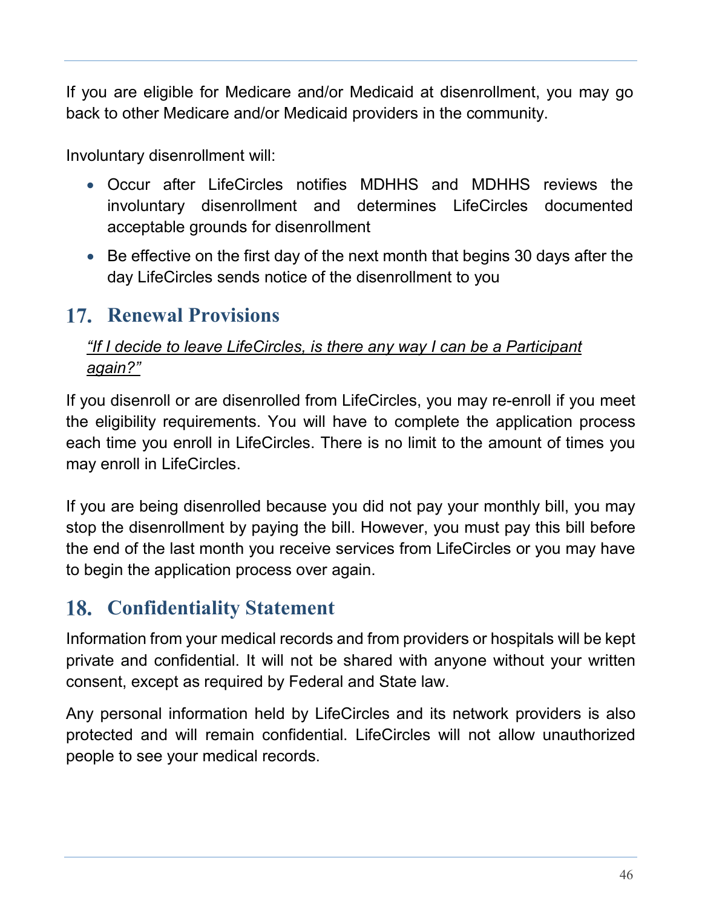If you are eligible for Medicare and/or Medicaid at disenrollment, you may go back to other Medicare and/or Medicaid providers in the community.

Involuntary disenrollment will:

- Occur after LifeCircles notifies MDHHS and MDHHS reviews the involuntary disenrollment and determines LifeCircles documented acceptable grounds for disenrollment
- Be effective on the first day of the next month that begins 30 days after the day LifeCircles sends notice of the disenrollment to you

## 17. Renewal Provisions

*"If I decide to leave LifeCircles, is there any way I can be a Participant again?"*

If you disenroll or are disenrolled from LifeCircles, you may re-enroll if you meet the eligibility requirements. You will have to complete the application process each time you enroll in LifeCircles. There is no limit to the amount of times you may enroll in LifeCircles.

If you are being disenrolled because you did not pay your monthly bill, you may stop the disenrollment by paying the bill. However, you must pay this bill before the end of the last month you receive services from LifeCircles or you may have to begin the application process over again.

## 18. Confidentiality Statement

Information from your medical records and from providers or hospitals will be kept private and confidential. It will not be shared with anyone without your written consent, except as required by Federal and State law.

Any personal information held by LifeCircles and its network providers is also protected and will remain confidential. LifeCircles will not allow unauthorized people to see your medical records.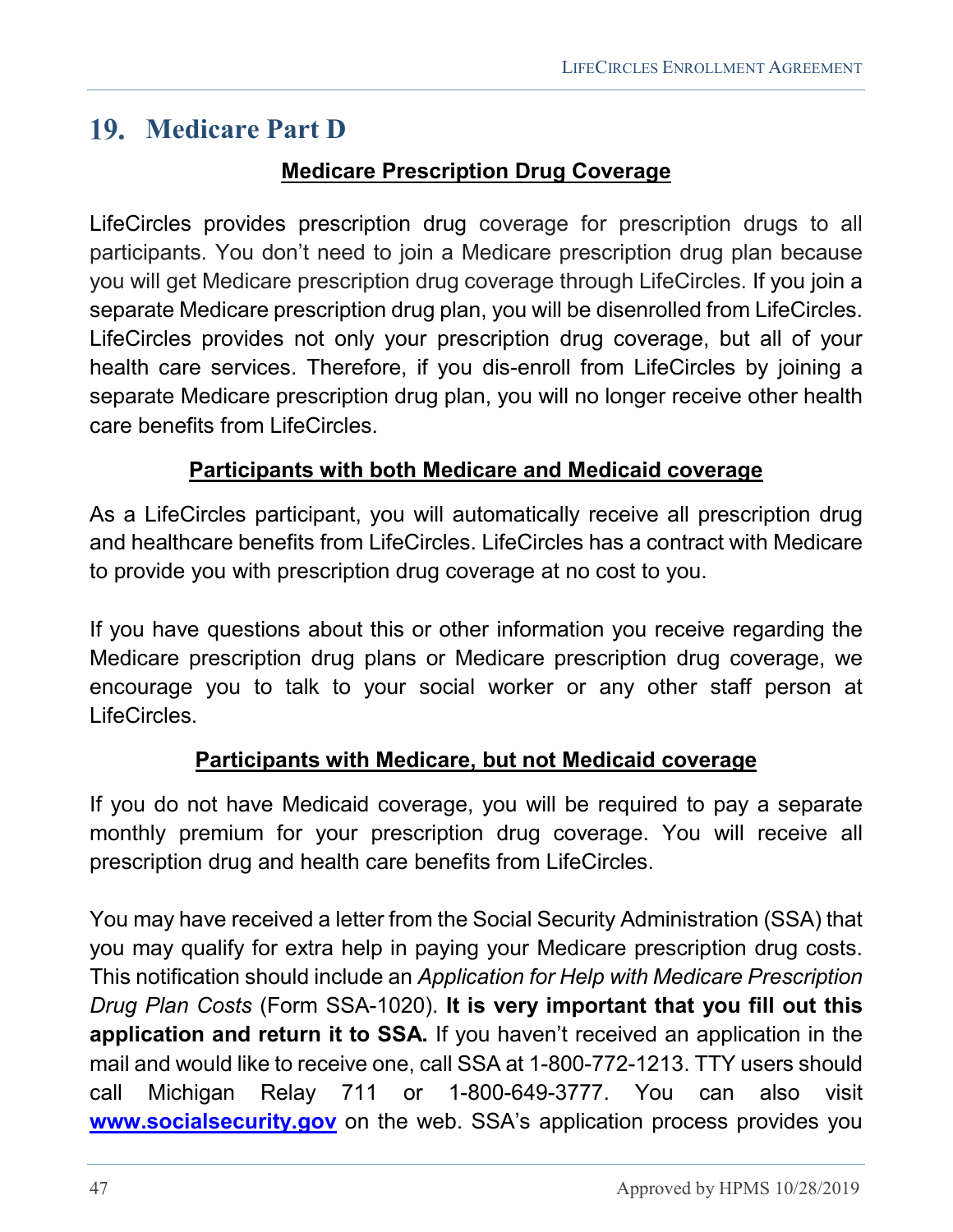## 19. Medicare Part D

**Medicare Prescription Drug Coverage**

LifeCircles provides prescription drug coverage for prescription drugs to all participants. You don't need to join a Medicare prescription drug plan because you will get Medicare prescription drug coverage through LifeCircles. If you join a separate Medicare prescription drug plan, you will be disenrolled from LifeCircles. LifeCircles provides not only your prescription drug coverage, but all of your health care services. Therefore, if you dis-enroll from LifeCircles by joining a separate Medicare prescription drug plan, you will no longer receive other health care benefits from LifeCircles.

**Participants with both Medicare and Medicaid coverage**

As a LifeCircles participant, you will automatically receive all prescription drug and healthcare benefits from LifeCircles. LifeCircles has a contract with Medicare to provide you with prescription drug coverage at no cost to you.

If you have questions about this or other information you receive regarding the Medicare prescription drug plans or Medicare prescription drug coverage, we encourage you to talk to your social worker or any other staff person at LifeCircles.

**Participants with Medicare, but not Medicaid coverage**

If you do not have Medicaid coverage, you will be required to pay a separate monthly premium for your prescription drug coverage. You will receive all prescription drug and health care benefits from LifeCircles.

You may have received a letter from the Social Security Administration (SSA) that you may qualify for extra help in paying your Medicare prescription drug costs. This notification should include an *Application for Help with Medicare Prescription Drug Plan Costs* (Form SSA-1020). **It is very important that you fill out this application and return it to SSA.** If you haven't received an application in the mail and would like to receive one, call SSA at 1-800-772-1213. TTY users should call Michigan Relay 711 or 1-800-649-3777. You can also visit **www.socialsecurity.gov** on the web. SSA's application process provides you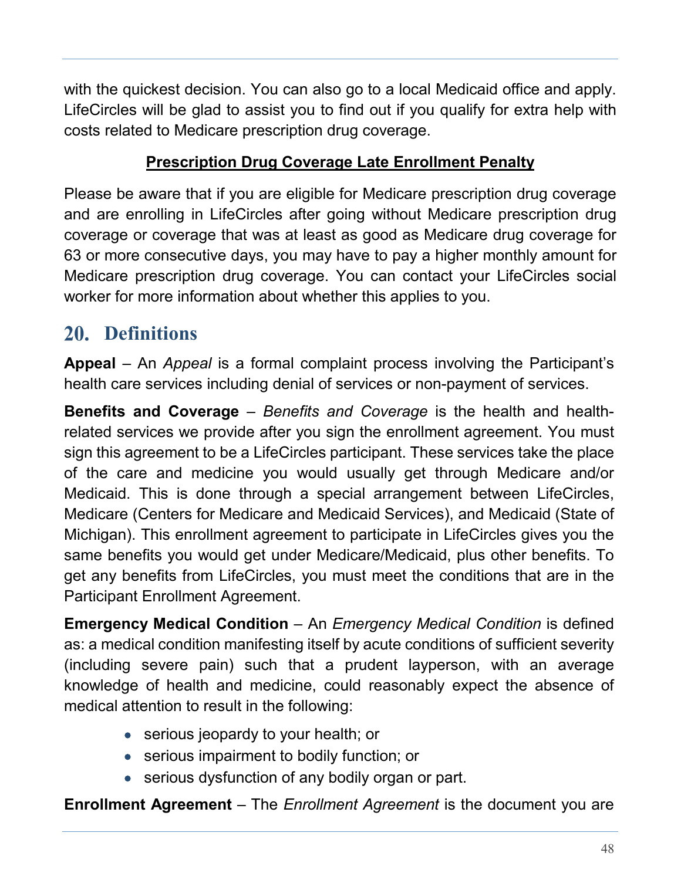with the quickest decision. You can also go to a local Medicaid office and apply. LifeCircles will be glad to assist you to find out if you qualify for extra help with costs related to Medicare prescription drug coverage.

**Prescription Drug Coverage Late Enrollment Penalty**

Please be aware that if you are eligible for Medicare prescription drug coverage and are enrolling in LifeCircles after going without Medicare prescription drug coverage or coverage that was at least as good as Medicare drug coverage for 63 or more consecutive days, you may have to pay a higher monthly amount for Medicare prescription drug coverage. You can contact your LifeCircles social worker for more information about whether this applies to you.

## 20. Definitions

**Appeal** – An *Appeal* is a formal complaint process involving the Participant's health care services including denial of services or non-payment of services.

**Benefits and Coverage** – *Benefits and Coverage* is the health and health-related services we provide after you sign the enrollment agreement. You must sign this agreement to be a LifeCircles participant. These services take the place of the care and medicine you would usually get through Medicare and/or Medicaid. This is done through a special arrangement between LifeCircles, Medicare (Centers for Medicare and Medicaid Services), and Medicaid (State of Michigan). This enrollment agreement to participate in LifeCircles gives you the same benefits you would get under Medicare/Medicaid, plus other benefits. To get any benefits from LifeCircles, you must meet the conditions that are in the Participant Enrollment Agreement.

**Emergency Medical Condition** – An *Emergency Medical Condition* is defined as: a medical condition manifesting itself by acute conditions of sufficient severity (including severe pain) such that a prudent layperson, with an average knowledge of health and medicine, could reasonably expect the absence of medical attention to result in the following:

- serious jeopardy to your health; or
- serious impairment to bodily function; or
- serious dysfunction of any bodily organ or part.

**Enrollment Agreement** – The *Enrollment Agreement* is the document you are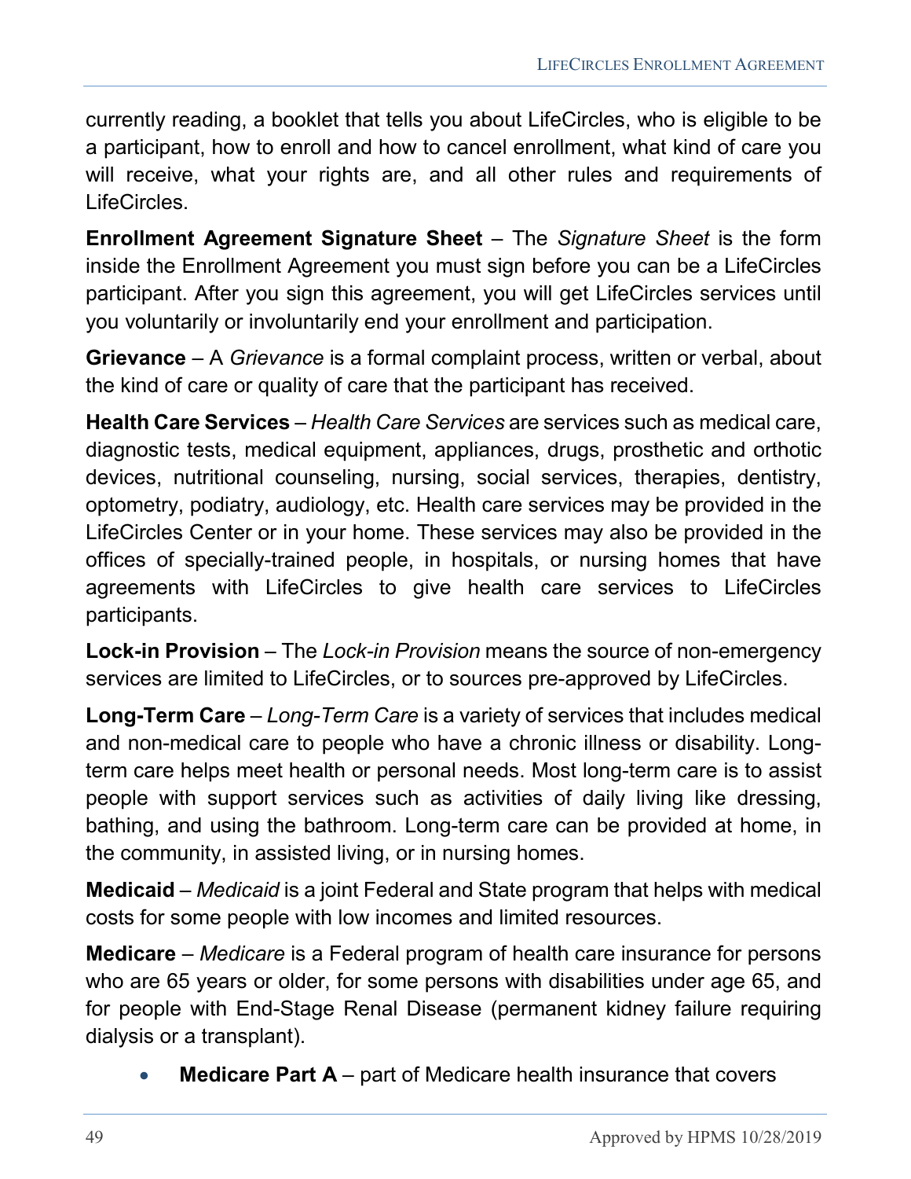currently reading, a booklet that tells you about LifeCircles, who is eligible to be a participant, how to enroll and how to cancel enrollment, what kind of care you will receive, what your rights are, and all other rules and requirements of LifeCircles.

**Enrollment Agreement Signature Sheet** – The *Signature Sheet* is the form inside the Enrollment Agreement you must sign before you can be a LifeCircles participant. After you sign this agreement, you will get LifeCircles services until you voluntarily or involuntarily end your enrollment and participation.

**Grievance** – A *Grievance* is a formal complaint process, written or verbal, about the kind of care or quality of care that the participant has received.

**Health Care Services** – *Health Care Services* are services such as medical care, diagnostic tests, medical equipment, appliances, drugs, prosthetic and orthotic devices, nutritional counseling, nursing, social services, therapies, dentistry, optometry, podiatry, audiology, etc. Health care services may be provided in the LifeCircles Center or in your home. These services may also be provided in the offices of specially-trained people, in hospitals, or nursing homes that have agreements with LifeCircles to give health care services to LifeCircles participants.

**Lock-in Provision** – The *Lock-in Provision* means the source of non-emergency services are limited to LifeCircles, or to sources pre-approved by LifeCircles.

**Long-Term Care** – *Long-Term Care* is a variety of services that includes medical and non-medical care to people who have a chronic illness or disability. Long-term care helps meet health or personal needs. Most long-term care is to assist people with support services such as activities of daily living like dressing, bathing, and using the bathroom. Long-term care can be provided at home, in the community, in assisted living, or in nursing homes.

**Medicaid** – *Medicaid* is a joint Federal and State program that helps with medical costs for some people with low incomes and limited resources.

**Medicare** – *Medicare* is a Federal program of health care insurance for persons who are 65 years or older, for some persons with disabilities under age 65, and for people with End-Stage Renal Disease (permanent kidney failure requiring dialysis or a transplant).

- **Medicare Part A** – part of Medicare health insurance that covers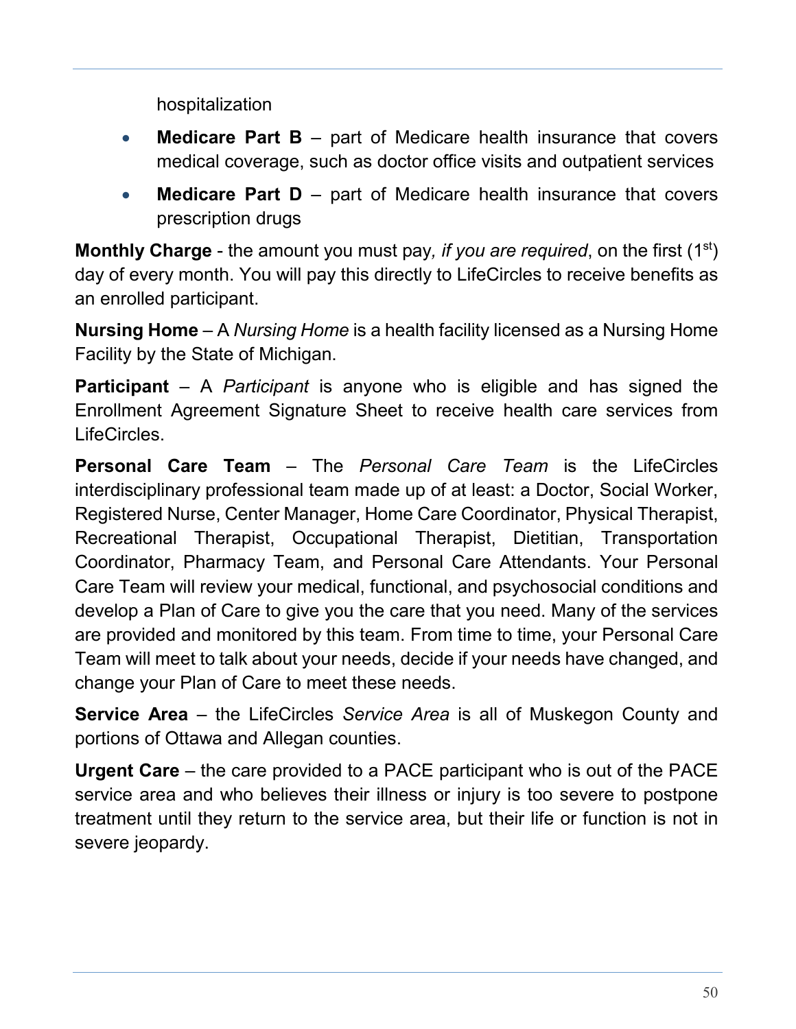hospitalization

- **Medicare Part B** – part of Medicare health insurance that covers medical coverage, such as doctor office visits and outpatient services
- **Medicare Part D** – part of Medicare health insurance that covers prescription drugs

**Monthly Charge** - the amount you must pay*, if you are required*, on the first (1st) day of every month. You will pay this directly to LifeCircles to receive benefits as an enrolled participant.

**Nursing Home** – A *Nursing Home* is a health facility licensed as a Nursing Home Facility by the State of Michigan.

**Participant** – A *Participant* is anyone who is eligible and has signed the Enrollment Agreement Signature Sheet to receive health care services from LifeCircles.

**Personal Care Team** – The *Personal Care Team* is the LifeCircles interdisciplinary professional team made up of at least: a Doctor, Social Worker, Registered Nurse, Center Manager, Home Care Coordinator, Physical Therapist, Recreational Therapist, Occupational Therapist, Dietitian, Transportation Coordinator, Pharmacy Team, and Personal Care Attendants. Your Personal Care Team will review your medical, functional, and psychosocial conditions and develop a Plan of Care to give you the care that you need. Many of the services are provided and monitored by this team. From time to time, your Personal Care Team will meet to talk about your needs, decide if your needs have changed, and change your Plan of Care to meet these needs.

**Service Area** – the LifeCircles *Service Area* is all of Muskegon County and portions of Ottawa and Allegan counties.

**Urgent Care** – the care provided to a PACE participant who is out of the PACE service area and who believes their illness or injury is too severe to postpone treatment until they return to the service area, but their life or function is not in severe jeopardy.